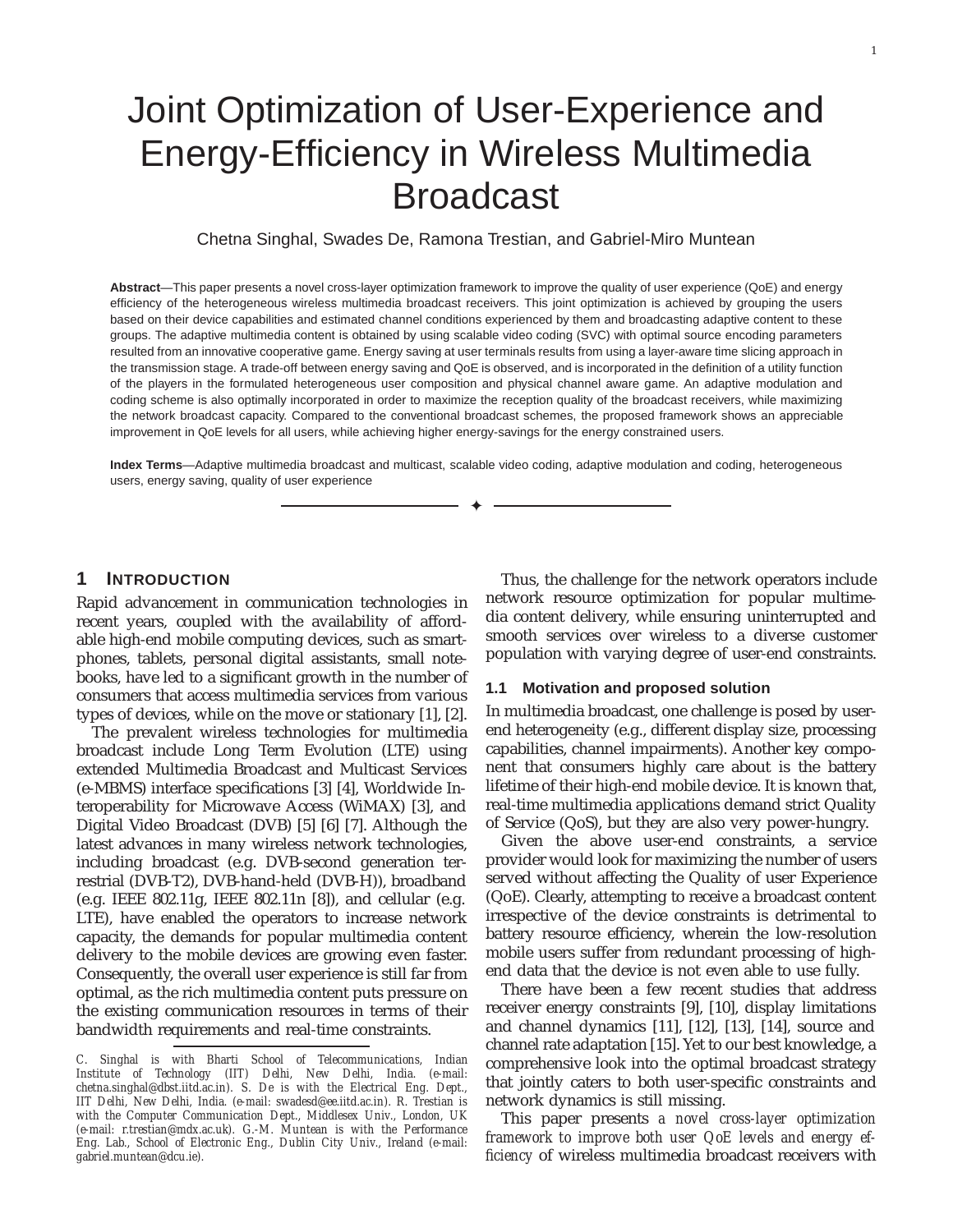# Joint Optimization of User-Experience and Energy-Efficiency in Wireless Multimedia Broadcast

Chetna Singhal, Swades De, Ramona Trestian, and Gabriel-Miro Muntean

**Abstract**—This paper presents a novel cross-layer optimization framework to improve the quality of user experience (QoE) and energy efficiency of the heterogeneous wireless multimedia broadcast receivers. This joint optimization is achieved by grouping the users based on their device capabilities and estimated channel conditions experienced by them and broadcasting adaptive content to these groups. The adaptive multimedia content is obtained by using scalable video coding (SVC) with optimal source encoding parameters resulted from an innovative cooperative game. Energy saving at user terminals results from using a layer-aware time slicing approach in the transmission stage. A trade-off between energy saving and QoE is observed, and is incorporated in the definition of a utility function of the players in the formulated heterogeneous user composition and physical channel aware game. An adaptive modulation and coding scheme is also optimally incorporated in order to maximize the reception quality of the broadcast receivers, while maximizing the network broadcast capacity. Compared to the conventional broadcast schemes, the proposed framework shows an appreciable improvement in QoE levels for all users, while achieving higher energy-savings for the energy constrained users.

**Index Terms**—Adaptive multimedia broadcast and multicast, scalable video coding, adaptive modulation and coding, heterogeneous users, energy saving, quality of user experience

## 1 Introduction

Rapid advancement in communication technologies in recent years, coupled with the availability of affordable high-end mobile computing devices, such as smartphones, tablets, personal digital assistants, small notebooks, have led to a significant growth in the number of consumers that access multimedia services from various types of devices, while on the move or stationary [1], [2].

The prevalent wireless technologies for multimedia broadcast include Long Term Evolution (LTE) using extended Multimedia Broadcast and Multicast Services (e-MBMS) interface specifications [3] [4], Worldwide Interoperability for Microwave Access (WiMAX) [3], and Digital Video Broadcast (DVB) [5] [6] [7]. Although the latest advances in many wireless network technologies, including broadcast (e.g. DVB-second generation terrestrial (DVB-T2), DVB-hand-held (DVB-H)), broadband (e.g. IEEE 802.11g, IEEE 802.11n [8]), and cellular (e.g. LTE), have enabled the operators to increase network capacity, the demands for popular multimedia content delivery to the mobile devices are growing even faster. Consequently, the overall user experience is still far from optimal, as the rich multimedia content puts pressure on the existing communication resources in terms of their bandwidth requirements and real-time constraints.

C. Singhal is with Bharti School of Telecommunications, Indian Institute of Technology (IIT) Delhi, New Delhi, India. (e-mail: chetna.singhal@dbst.iitd.ac.in). S. De is with the Electrical Eng. Dept., IIT Delhi, New Delhi, India. (e-mail: swadesd@ee.iitd.ac.in). R. Trestian is with the Computer Communication Dept., Middlesex Univ., London, UK (e-mail: r.trestian@mdx.ac.uk). G.-M. Muntean is with the Performance Eng. Lab., School of Electronic Eng., Dublin City Univ., Ireland (e-mail: gabriel.muntean@dcu.ie).

Thus, the challenge for the network operators include network resource optimization for popular multimedia content delivery, while ensuring uninterrupted and smooth services over wireless to a diverse customer population with varying degree of user-end constraints.

### 1.1 Motivation and proposed solution

In multimedia broadcast, one challenge is posed by user-end heterogeneity (e.g., different display size, processing capabilities, channel impairments). Another key component that consumers highly care about is the battery lifetime of their high-end mobile device. It is known that, real-time multimedia applications demand strict Quality of Service (QoS), but they are also very power-hungry.

Given the above user-end constraints, a service provider would look for maximizing the number of users served without affecting the Quality of user Experience (QoE). Clearly, attempting to receive a broadcast content irrespective of the device constraints is detrimental to battery resource efficiency, wherein the low-resolution mobile users suffer from redundant processing of high-end data that the device is not even able to use fully.

There have been a few recent studies that address receiver energy constraints [9], [10], display limitations and channel dynamics [11], [12], [13], [14], source and channel rate adaptation [15]. Yet to our best knowledge, a comprehensive look into the optimal broadcast strategy that jointly caters to both user-specific constraints and network dynamics is still missing.

This paper presents *a novel cross-layer optimization framework to improve both user QoE levels and energy efficiency* of wireless multimedia broadcast receivers with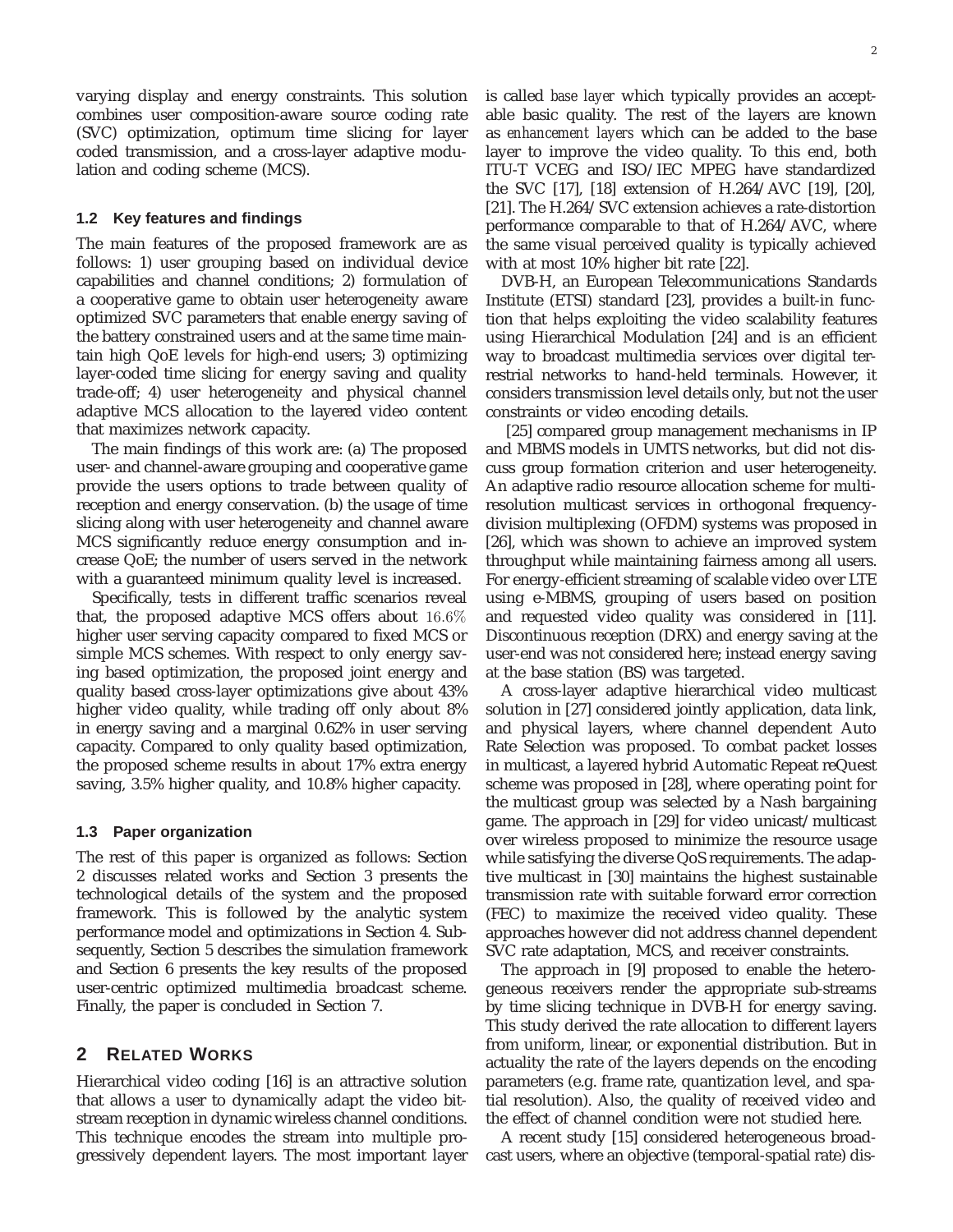varying display and energy constraints. This solution combines user composition-aware source coding rate (SVC) optimization, optimum time slicing for layer coded transmission, and a cross-layer adaptive modulation and coding scheme (MCS).

### 1.2 Key features and findings

The main features of the proposed framework are as follows: 1) user grouping based on individual device capabilities and channel conditions; 2) formulation of a cooperative game to obtain user heterogeneity aware optimized SVC parameters that enable energy saving of the battery constrained users and at the same time maintain high QoE levels for high-end users; 3) optimizing layer-coded time slicing for energy saving and quality trade-off; 4) user heterogeneity and physical channel adaptive MCS allocation to the layered video content that maximizes network capacity.

The main findings of this work are: (a) The proposed user- and channel-aware grouping and cooperative game provide the users options to trade between quality of reception and energy conservation. (b) the usage of time slicing along with user heterogeneity and channel aware MCS significantly reduce energy consumption and increase QoE; the number of users served in the network with a guaranteed minimum quality level is increased.

Specifically, tests in different traffic scenarios reveal that, the proposed adaptive MCS offers about $16.6\%$ higher user serving capacity compared to fixed MCS or simple MCS schemes. With respect to only energy saving based optimization, the proposed joint energy and quality based cross-layer optimizations give about 43% higher video quality, while trading off only about 8% in energy saving and a marginal 0.62% in user serving capacity. Compared to only quality based optimization, the proposed scheme results in about 17% extra energy saving, 3.5% higher quality, and 10.8% higher capacity.

### 1.3 Paper organization

The rest of this paper is organized as follows: Section 2 discusses related works and Section 3 presents the technological details of the system and the proposed framework. This is followed by the analytic system performance model and optimizations in Section 4. Subsequently, Section 5 describes the simulation framework and Section 6 presents the key results of the proposed user-centric optimized multimedia broadcast scheme. Finally, the paper is concluded in Section 7.

## 2 Related Works

Hierarchical video coding [16] is an attractive solution that allows a user to dynamically adapt the video bitstream reception in dynamic wireless channel conditions. This technique encodes the stream into multiple progressively dependent layers. The most important layer is called *base layer* which typically provides an acceptable basic quality. The rest of the layers are known as *enhancement layers* which can be added to the base layer to improve the video quality. To this end, both ITU-T VCEG and ISO/IEC MPEG have standardized the SVC [17], [18] extension of H.264/AVC [19], [20], [21]. The H.264/SVC extension achieves a rate-distortion performance comparable to that of H.264/AVC, where the same visual perceived quality is typically achieved with at most 10% higher bit rate [22].

DVB-H, an European Telecommunications Standards Institute (ETSI) standard [23], provides a built-in function that helps exploiting the video scalability features using Hierarchical Modulation [24] and is an efficient way to broadcast multimedia services over digital terrestrial networks to hand-held terminals. However, it considers transmission level details only, but not the user constraints or video encoding details.

[25] compared group management mechanisms in IP and MBMS models in UMTS networks, but did not discuss group formation criterion and user heterogeneity. An adaptive radio resource allocation scheme for multi-resolution multicast services in orthogonal frequency-division multiplexing (OFDM) systems was proposed in [26], which was shown to achieve an improved system throughput while maintaining fairness among all users. For energy-efficient streaming of scalable video over LTE using e-MBMS, grouping of users based on position and requested video quality was considered in [11]. Discontinuous reception (DRX) and energy saving at the user-end was not considered here; instead energy saving at the base station (BS) was targeted.

A cross-layer adaptive hierarchical video multicast solution in [27] considered jointly application, data link, and physical layers, where channel dependent Auto Rate Selection was proposed. To combat packet losses in multicast, a layered hybrid Automatic Repeat reQuest scheme was proposed in [28], where operating point for the multicast group was selected by a Nash bargaining game. The approach in [29] for video unicast/multicast over wireless proposed to minimize the resource usage while satisfying the diverse QoS requirements. The adaptive multicast in [30] maintains the highest sustainable transmission rate with suitable forward error correction (FEC) to maximize the received video quality. These approaches however did not address channel dependent SVC rate adaptation, MCS, and receiver constraints.

The approach in [9] proposed to enable the heterogeneous receivers render the appropriate sub-streams by time slicing technique in DVB-H for energy saving. This study derived the rate allocation to different layers from uniform, linear, or exponential distribution. But in actuality the rate of the layers depends on the encoding parameters (e.g. frame rate, quantization level, and spatial resolution). Also, the quality of received video and the effect of channel condition were not studied here.

A recent study [15] considered heterogeneous broadcast users, where an objective (temporal-spatial rate) dis-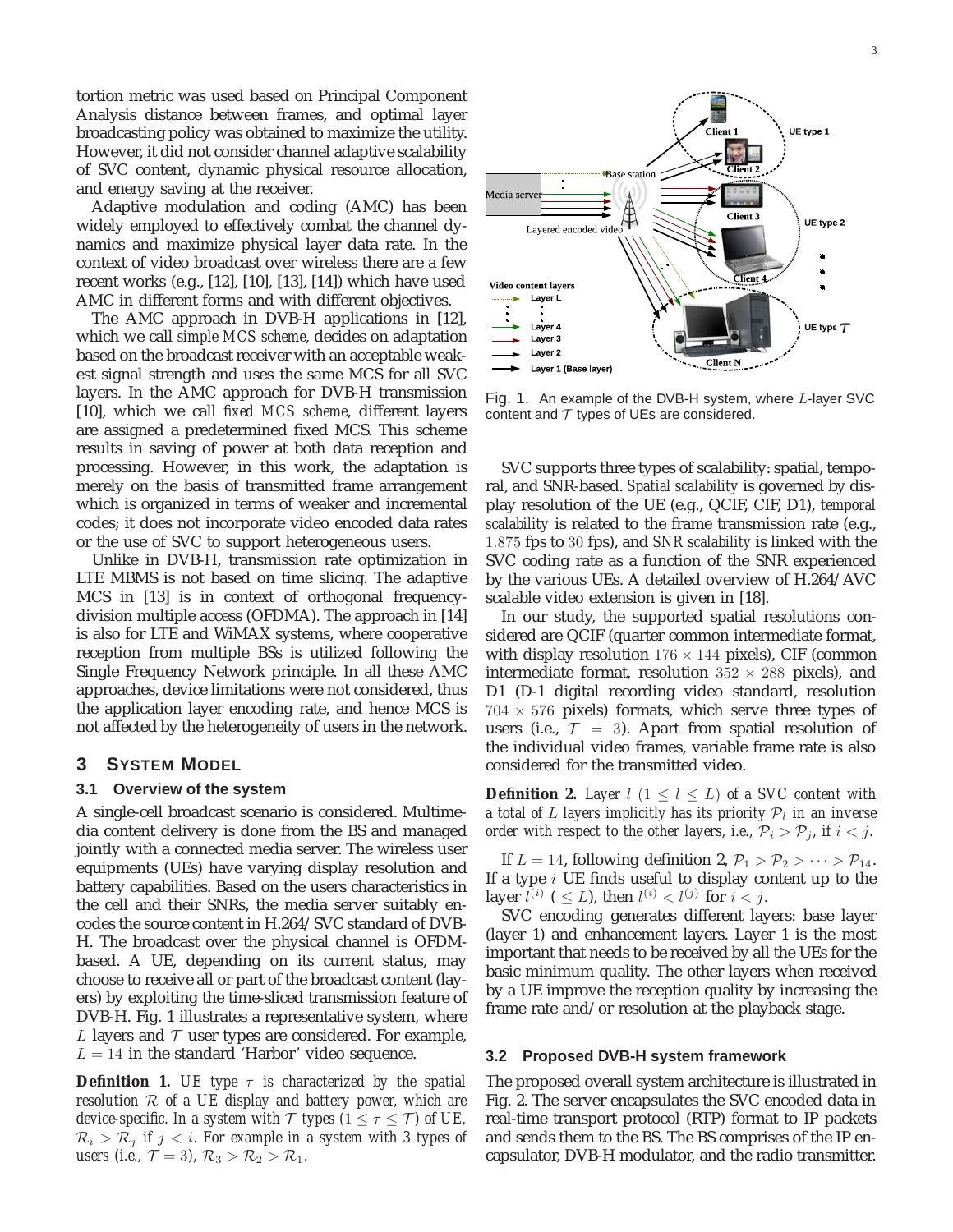tortion metric was used based on Principal Component Analysis distance between frames, and optimal layer broadcasting policy was obtained to maximize the utility. However, it did not consider channel adaptive scalability of SVC content, dynamic physical resource allocation, and energy saving at the receiver.

Adaptive modulation and coding (AMC) has been widely employed to effectively combat the channel dynamics and maximize physical layer data rate. In the context of video broadcast over wireless there are a few recent works (e.g., [12], [10], [13], [14]) which have used AMC in different forms and with different objectives.

The AMC approach in DVB-H applications in [12], which we call *simple MCS scheme*, decides on adaptation based on the broadcast receiver with an acceptable weakest signal strength and uses the same MCS for all SVC layers. In the AMC approach for DVB-H transmission [10], which we call *fixed MCS scheme*, different layers are assigned a predetermined fixed MCS. This scheme results in saving of power at both data reception and processing. However, in this work, the adaptation is merely on the basis of transmitted frame arrangement which is organized in terms of weaker and incremental codes; it does not incorporate video encoded data rates or the use of SVC to support heterogeneous users.

Unlike in DVB-H, transmission rate optimization in LTE MBMS is not based on time slicing. The adaptive MCS in [13] is in context of orthogonal frequency-division multiple access (OFDMA). The approach in [14] is also for LTE and WiMAX systems, where cooperative reception from multiple BSs is utilized following the Single Frequency Network principle. In all these AMC approaches, device limitations were not considered, thus the application layer encoding rate, and hence MCS is not affected by the heterogeneity of users in the network.

## 3 System Model

### 3.1 Overview of the system

A single-cell broadcast scenario is considered. Multimedia content delivery is done from the BS and managed jointly with a connected media server. The wireless user equipments (UEs) have varying display resolution and battery capabilities. Based on the users characteristics in the cell and their SNRs, the media server suitably encodes the source content in H.264/SVC standard of DVB-H. The broadcast over the physical channel is OFDM-based. A UE, depending on its current status, may choose to receive all or part of the broadcast content (layers) by exploiting the time-sliced transmission feature of DVB-H. Fig. 1 illustrates a representative system, where $L$ layers and $\mathcal{T}$ user types are considered. For example, $L = 14$ in the standard 'Harbor' video sequence.

**Definition 1.** *UE type $\tau$ is characterized by the spatial resolution $\mathcal{R}$ of a UE display and battery power, which are device-specific. In a system with $\mathcal{T}$ types ($1 \leq \tau \leq \mathcal{T}$) of UE, $\mathcal{R}_i > \mathcal{R}_j$ if $j < i$. For example in a system with 3 types of users (i.e., $\mathcal{T} = 3$), $\mathcal{R}_3 > \mathcal{R}_2 > \mathcal{R}_1$.*

Fig. 1. An example of the DVB-H system, where $L$-layer SVC content and $\mathcal{T}$ types of UEs are considered.

SVC supports three types of scalability: spatial, temporal, and SNR-based. *Spatial scalability* is governed by display resolution of the UE (e.g., QCIF, CIF, D1), *temporal scalability* is related to the frame transmission rate (e.g., $1.875$ fps to $30$ fps), and *SNR scalability* is linked with the SVC coding rate as a function of the SNR experienced by the various UEs. A detailed overview of H.264/AVC scalable video extension is given in [18].

In our study, the supported spatial resolutions considered are QCIF (quarter common intermediate format, with display resolution $176 \times 144$ pixels), CIF (common intermediate format, resolution $352 \times 288$ pixels), and D1 (D-1 digital recording video standard, resolution $704 \times 576$ pixels) formats, which serve three types of users (i.e., $\mathcal{T} = 3$). Apart from spatial resolution of the individual video frames, variable frame rate is also considered for the transmitted video.

**Definition 2.** *Layer $l$ ($1 \leq l \leq L$) of a SVC content with a total of $L$ layers implicitly has its priority $\mathcal{P}_l$ in an inverse order with respect to the other layers, i.e., $\mathcal{P}_i > \mathcal{P}_j$, if $i < j$.*

If $L = 14$, following definition 2, $\mathcal{P}_1 > \mathcal{P}_2 > \cdots > \mathcal{P}_{14}$. If a type $i$ UE finds useful to display content up to the layer $l^{(i)}$ ($\leq L$), then $l^{(i)} < l^{(j)}$ for $i < j$.

SVC encoding generates different layers: base layer (layer 1) and enhancement layers. Layer 1 is the most important that needs to be received by all the UEs for the basic minimum quality. The other layers when received by a UE improve the reception quality by increasing the frame rate and/or resolution at the playback stage.

### 3.2 Proposed DVB-H system framework

The proposed overall system architecture is illustrated in Fig. 2. The server encapsulates the SVC encoded data in real-time transport protocol (RTP) format to IP packets and sends them to the BS. The BS comprises of the IP encapsulator, DVB-H modulator, and the radio transmitter.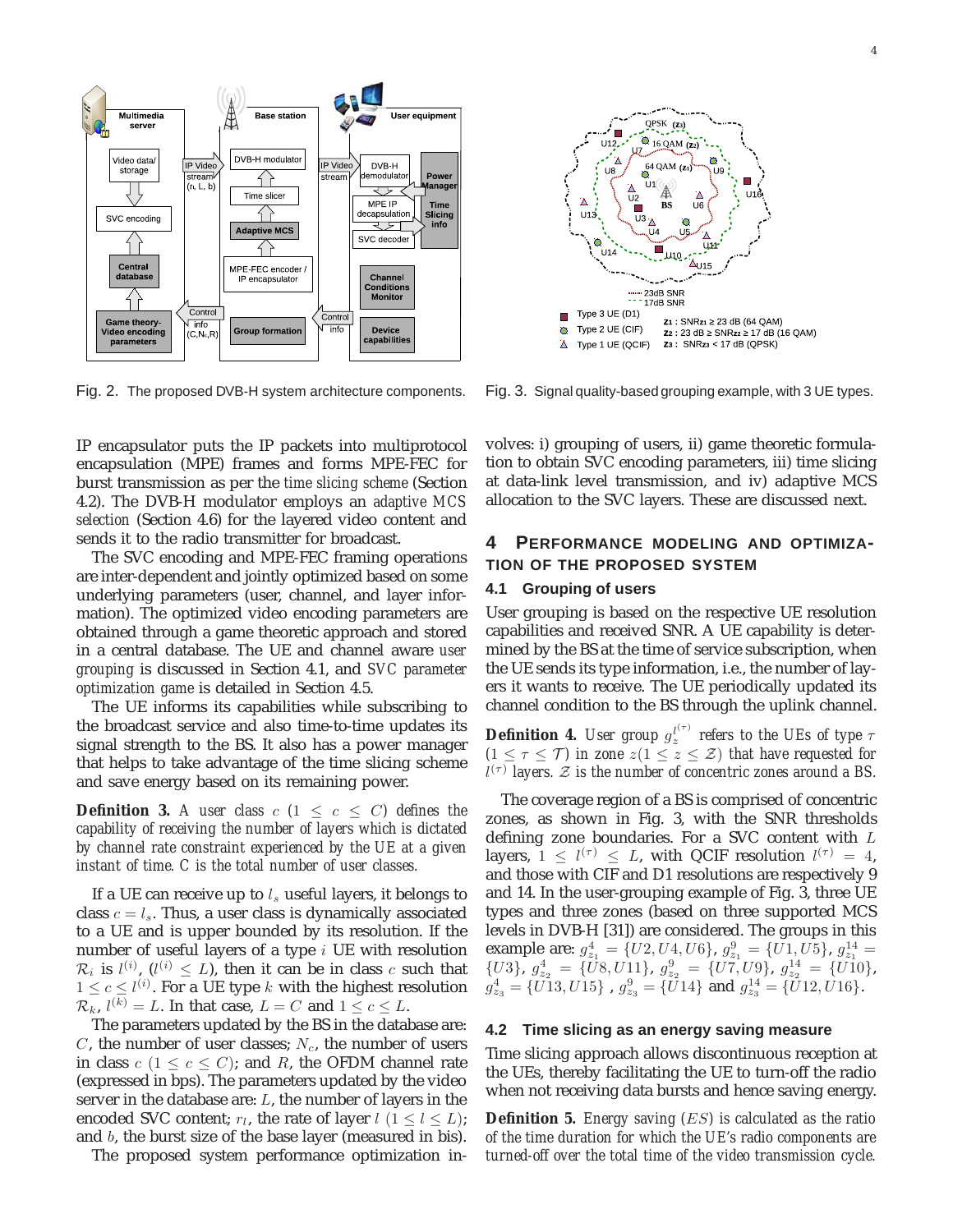Fig. 2. The proposed DVB-H system architecture components.

Fig. 3. Signal quality-based grouping example, with 3 UE types.

IP encapsulator puts the IP packets into multiprotocol encapsulation (MPE) frames and forms MPE-FEC for burst transmission as per the *time slicing scheme* (Section 4.2). The DVB-H modulator employs an *adaptive MCS selection* (Section 4.6) for the layered video content and sends it to the radio transmitter for broadcast.

The SVC encoding and MPE-FEC framing operations are inter-dependent and jointly optimized based on some underlying parameters (user, channel, and layer information). The optimized video encoding parameters are obtained through a game theoretic approach and stored in a central database. The UE and channel aware *user grouping* is discussed in Section 4.1, and *SVC parameter optimization game* is detailed in Section 4.5.

The UE informs its capabilities while subscribing to the broadcast service and also time-to-time updates its signal strength to the BS. It also has a power manager that helps to take advantage of the time slicing scheme and save energy based on its remaining power.

**Definition 3.** *A user class $c$ ($1 \leq c \leq C$) defines the capability of receiving the number of layers which is dictated by channel rate constraint experienced by the UE at a given instant of time. $C$ is the total number of user classes.*

If a UE can receive up to $l_s$ useful layers, it belongs to class $c = l_s$. Thus, a user class is dynamically associated to a UE and is upper bounded by its resolution. If the number of useful layers of a type $i$ UE with resolution $\mathcal{R}_i$ is $l^{(i)}$, ($l^{(i)} \leq L$), then it can be in class $c$ such that $1 \leq c \leq l^{(i)}$. For a UE type $k$ with the highest resolution $\mathcal{R}_k$, $l^{(k)} = L$. In that case, $L = C$ and $1 \leq c \leq L$.

The parameters updated by the BS in the database are: $C$, the number of user classes; $N_c$, the number of users in class $c$ ($1 \leq c \leq C$); and $R$, the OFDM channel rate (expressed in bps). The parameters updated by the video server in the database are: $L$, the number of layers in the encoded SVC content; $r_l$, the rate of layer $l$ ($1 \leq l \leq L$); and $b$, the burst size of the base layer (measured in bis).

The proposed system performance optimization involves: i) grouping of users, ii) game theoretic formulation to obtain SVC encoding parameters, iii) time slicing at data-link level transmission, and iv) adaptive MCS allocation to the SVC layers. These are discussed next.

## 4 Performance Modeling and Optimization of the Proposed System

### 4.1 Grouping of users

User grouping is based on the respective UE resolution capabilities and received SNR. A UE capability is determined by the BS at the time of service subscription, when the UE sends its type information, i.e., the number of layers it wants to receive. The UE periodically updated its channel condition to the BS through the uplink channel.

**Definition 4.** *User group $g_z^{l^{(\tau)}}$ refers to the UEs of type $\tau$ ($1 \leq \tau \leq \mathcal{T}$) in zone $z (1 \leq z \leq \mathcal{Z})$ that have requested for $l^{(\tau)}$ layers. $\mathcal{Z}$ is the number of concentric zones around a BS.*

The coverage region of a BS is comprised of concentric zones, as shown in Fig. 3, with the SNR thresholds defining zone boundaries. For a SVC content with $L$ layers, $1 \leq l^{(\tau)} \leq L$, with QCIF resolution $l^{(\tau)} = 4$, and those with CIF and D1 resolutions are respectively 9 and 14. In the user-grouping example of Fig. 3, three UE types and three zones (based on three supported MCS levels in DVB-H [31]) are considered. The groups in this example are: $g_{z_1}^4 = \{U2, U4, U6\}$, $g_{z_1}^9 = \{U1, U5\}$, $g_{z_1}^{14} = \{U3\}$, $g_{z_2}^4 = \{U8, U11\}$, $g_{z_2}^9 = \{U7, U9\}$, $g_{z_2}^{14} = \{U10\}$, $g_{z_3}^4 = \{U13, U15\}$ , $g_{z_3}^9 = \{U14\}$ and $g_{z_3}^{14} = \{U12, U16\}$.

### 4.2 Time slicing as an energy saving measure

Time slicing approach allows discontinuous reception at the UEs, thereby facilitating the UE to turn-off the radio when not receiving data bursts and hence saving energy.

**Definition 5.** *Energy saving ($ES$) is calculated as the ratio of the time duration for which the UE's radio components are turned-off over the total time of the video transmission cycle.*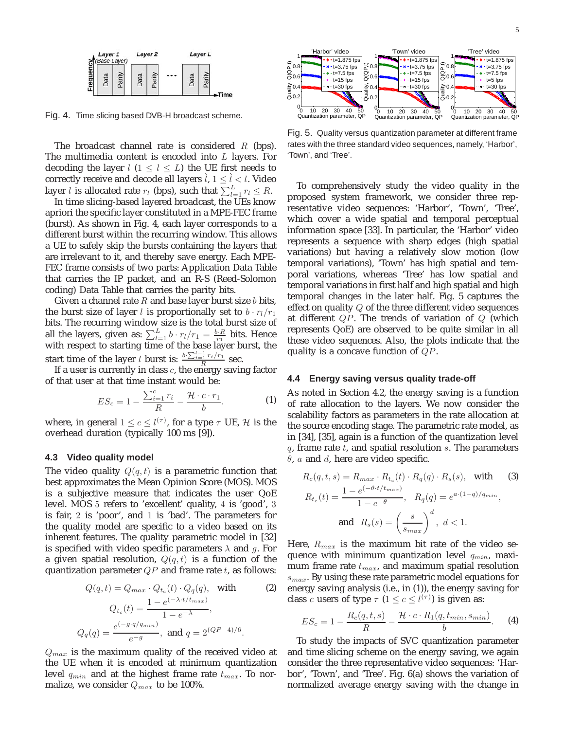Fig. 4. Time slicing based DVB-H broadcast scheme.

The broadcast channel rate is considered $R$ (bps). The multimedia content is encoded into $L$ layers. For decoding the layer $l$ ($1 \leq l \leq L$) the UE first needs to correctly receive and decode all layers $\hat{l}$, $1 \leq \hat{l} < l$. Video layer $l$ is allocated rate $r_l$ (bps), such that $\sum_{l=1}^{L} r_l \leq R$.

In time slicing-based layered broadcast, the UEs know apriori the specific layer constituted in a MPE-FEC frame (burst). As shown in Fig. 4, each layer corresponds to a different burst within the recurring window. This allows a UE to safely skip the bursts containing the layers that are irrelevant to it, and thereby save energy. Each MPE-FEC frame consists of two parts: Application Data Table that carries the IP packet, and an R-S (Reed-Solomon coding) Data Table that carries the parity bits.

Given a channel rate $R$ and base layer burst size $b$ bits, the burst size of layer $l$ is proportionally set to $b \cdot r_l / r_1$ bits. The recurring window size is the total burst size of all the layers, given as: $\sum_{l=1}^{L} b \cdot r_l / r_1 = \frac{b \cdot R}{r_1}$ bits. Hence with respect to starting time of the base layer burst, the start time of the layer $l$ burst is: $\frac{b \cdot \sum_{i=1}^{l-1} r_i / r_1}{R}$ sec.

If a user is currently in class $c$, the energy saving factor of that user at that time instant would be:

$$ES_c = 1 - \frac{\sum_{i=1}^{c} r_i}{R} - \frac{\mathcal{H} \cdot c \cdot r_1}{b}. \quad (1)$$

where, in general $1 \leq c \leq l^{(\tau)}$, for a type $\tau$ UE, $\mathcal{H}$ is the overhead duration (typically 100 ms [9]).

### 4.3 Video quality model

The video quality $Q(q, t)$ is a parametric function that best approximates the Mean Opinion Score (MOS). MOS is a subjective measure that indicates the user QoE level. MOS $5$ refers to 'excellent' quality, $4$ is 'good', $3$ is fair, $2$ is 'poor', and $1$ is 'bad'. The parameters for the quality model are specific to a video based on its inherent features. The quality parametric model in [32] is specified with video specific parameters $\lambda$ and $g$. For a given spatial resolution, $Q(q, t)$ is a function of the quantization parameter $QP$ and frame rate $t$, as follows:

$$Q(q,t) = Q_{max} \cdot Q_{t_c}(t) \cdot Q_q(q), \quad \text{with} \quad (2)$$
$$Q_{t_c}(t) = \frac{1 - e^{(-\lambda \cdot t / t_{max})}}{1 - e^{-\lambda}},$$
$$Q_q(q) = \frac{e^{(-g \cdot q / q_{min})}}{e^{-g}}, \text{ and } q = 2^{(QP-4)/6}.$$

$Q_{max}$ is the maximum quality of the received video at the UE when it is encoded at minimum quantization level $q_{min}$ and at the highest frame rate $t_{max}$. To normalize, we consider $Q_{max}$ to be 100%.

Fig. 5. Quality versus quantization parameter at different frame rates with the three standard video sequences, namely, 'Harbor', 'Town', and 'Tree'.

To comprehensively study the video quality in the proposed system framework, we consider three representative video sequences: 'Harbor', 'Town', 'Tree', which cover a wide spatial and temporal perceptual information space [33]. In particular, the 'Harbor' video represents a sequence with sharp edges (high spatial variations) but having a relatively slow motion (low temporal variations), 'Town' has high spatial and temporal variations, whereas 'Tree' has low spatial and temporal variations in first half and high spatial and high temporal changes in the later half. Fig. 5 captures the effect on quality $Q$ of the three different video sequences at different $QP$. The trends of variation of $Q$ (which represents QoE) are observed to be quite similar in all these video sequences. Also, the plots indicate that the quality is a concave function of $QP$.

### 4.4 Energy saving versus quality trade-off

As noted in Section 4.2, the energy saving is a function of rate allocation to the layers. We now consider the scalability factors as parameters in the rate allocation at the source encoding stage. The parametric rate model, as in [34], [35], again is a function of the quantization level $q$, frame rate $t$, and spatial resolution $s$. The parameters $\theta$, $a$ and $d$, here are video specific.

$$R_c(q,t,s) = R_{max} \cdot R_{t_c}(t) \cdot R_q(q) \cdot R_s(s), \quad \text{with} \quad (3)$$
$$R_{t_c}(t) = \frac{1 - e^{(-\theta \cdot t / t_{max})}}{1 - e^{-\theta}}, \quad R_q(q) = e^{a \cdot (1-q)/q_{min}},$$
$$\text{and } \; R_s(s) = \left(\frac{s}{s_{max}}\right)^d, \; d < 1.$$

Here, $R_{max}$ is the maximum bit rate of the video sequence with minimum quantization level $q_{min}$, maximum frame rate $t_{max}$, and maximum spatial resolution $s_{max}$. By using these rate parametric model equations for energy saving analysis (i.e., in (1)), the energy saving for class $c$ users of type $\tau$ ($1 \leq c \leq l^{(\tau)}$) is given as:

$$ES_c = 1 - \frac{R_c(q,t,s)}{R} - \frac{\mathcal{H} \cdot c \cdot R_1(q, t_{min}, s_{min})}{b}. \quad (4)$$

To study the impacts of SVC quantization parameter and time slicing scheme on the energy saving, we again consider the three representative video sequences: 'Harbor', 'Town', and 'Tree'. Fig. 6(a) shows the variation of normalized average energy saving with the change in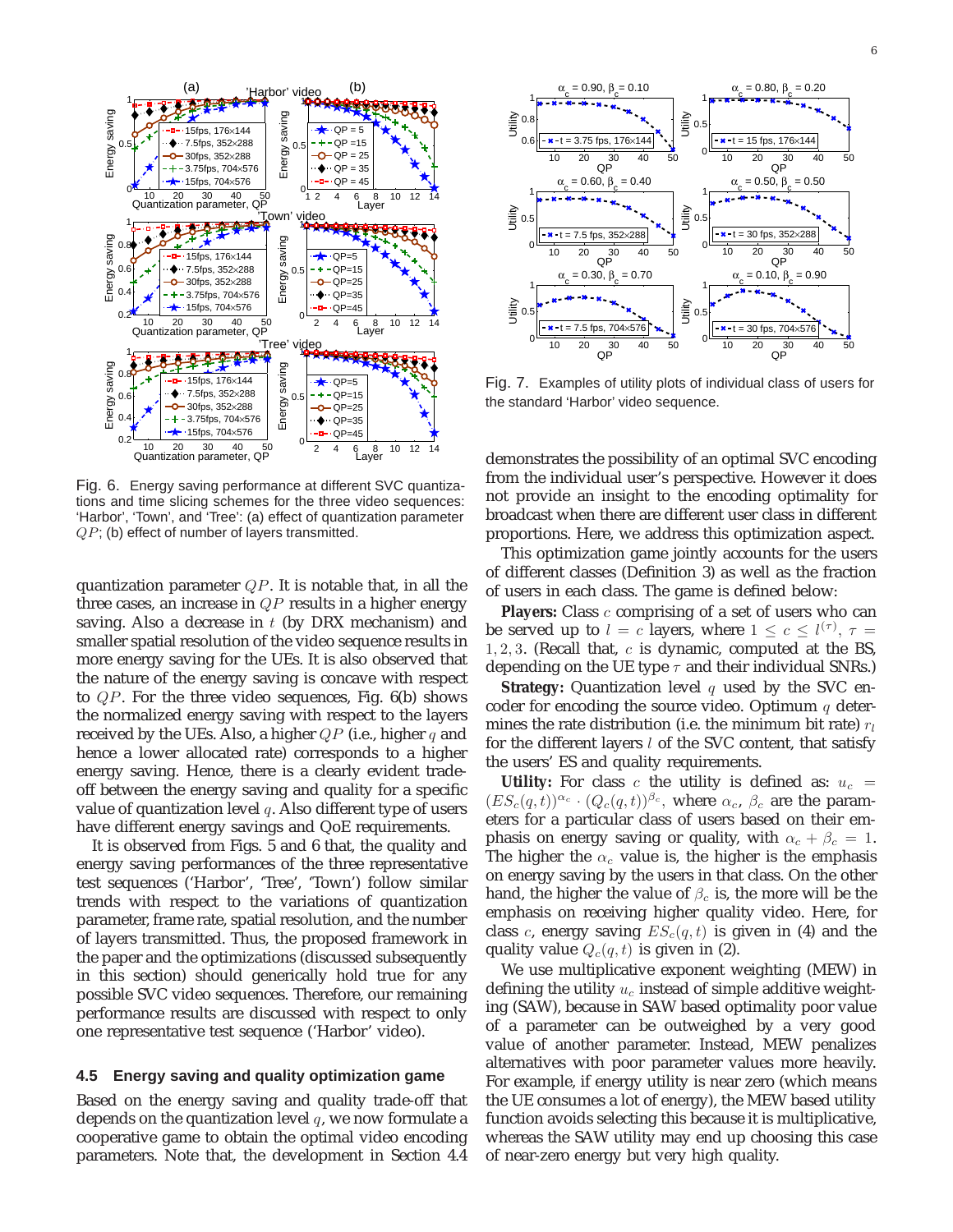(a) 'Harbor' video (b)

Energy saving
Quantization parameter, QP
15fps, 176×144
7.5fps, 352×288
30fps, 352×288
3.75fps, 704×576
15fps, 704×576

Energy saving
Layer
QP = 5
QP =15
QP = 25
QP = 35
QP = 45

'Town' video

'Tree' video

Fig. 6. Energy saving performance at different SVC quantizations and time slicing schemes for the three video sequences: 'Harbor', 'Town', and 'Tree': (a) effect of quantization parameter $QP$; (b) effect of number of layers transmitted.

quantization parameter $QP$. It is notable that, in all the three cases, an increase in $QP$ results in a higher energy saving. Also a decrease in $t$ (by DRX mechanism) and smaller spatial resolution of the video sequence results in more energy saving for the UEs. It is also observed that the nature of the energy saving is concave with respect to $QP$. For the three video sequences, Fig. 6(b) shows the normalized energy saving with respect to the layers received by the UEs. Also, a higher $QP$ (i.e., higher $q$ and hence a lower allocated rate) corresponds to a higher energy saving. Hence, there is a clearly evident trade-off between the energy saving and quality for a specific value of quantization level $q$. Also different type of users have different energy savings and QoE requirements.

It is observed from Figs. 5 and 6 that, the quality and energy saving performances of the three representative test sequences ('Harbor', 'Tree', 'Town') follow similar trends with respect to the variations of quantization parameter, frame rate, spatial resolution, and the number of layers transmitted. Thus, the proposed framework in the paper and the optimizations (discussed subsequently in this section) should generically hold true for any possible SVC video sequences. Therefore, our remaining performance results are discussed with respect to only one representative test sequence ('Harbor' video).

### 4.5 Energy saving and quality optimization game

Based on the energy saving and quality trade-off that depends on the quantization level $q$, we now formulate a cooperative game to obtain the optimal video encoding parameters. Note that, the development in Section 4.4 demonstrates the possibility of an optimal SVC encoding from the individual user's perspective. However it does not provide an insight to the encoding optimality for broadcast when there are different user class in different proportions. Here, we address this optimization aspect.

$\alpha_c = 0.90, \beta_c = 0.10$ — t = 3.75 fps, 176×144
$\alpha_c = 0.80, \beta_c = 0.20$ — t = 15 fps, 176×144
$\alpha_c = 0.60, \beta_c = 0.40$ — t = 7.5 fps, 352×288
$\alpha_c = 0.50, \beta_c = 0.50$ — t = 30 fps, 352×288
$\alpha_c = 0.30, \beta_c = 0.70$ — t = 7.5 fps, 704×576
$\alpha_c = 0.10, \beta_c = 0.90$ — t = 30 fps, 704×576
Utility
QP

Fig. 7. Examples of utility plots of individual class of users for the standard 'Harbor' video sequence.

This optimization game jointly accounts for the users of different classes (Definition 3) as well as the fraction of users in each class. The game is defined below:

**Players:** Class $c$ comprising of a set of users who can be served up to $l = c$ layers, where $1 \leq c \leq l^{(\tau)}$, $\tau = 1, 2, 3$. (Recall that, $c$ is dynamic, computed at the BS, depending on the UE type $\tau$ and their individual SNRs.)

**Strategy:** Quantization level $q$ used by the SVC encoder for encoding the source video. Optimum $q$ determines the rate distribution (i.e. the minimum bit rate) $r_l$ for the different layers $l$ of the SVC content, that satisfy the users' ES and quality requirements.

**Utility:** For class $c$ the utility is defined as: $u_c = (ES_c(q,t))^{\alpha_c} \cdot (Q_c(q,t))^{\beta_c}$, where $\alpha_c$, $\beta_c$ are the parameters for a particular class of users based on their emphasis on energy saving or quality, with $\alpha_c + \beta_c = 1$. The higher the $\alpha_c$ value is, the higher is the emphasis on energy saving by the users in that class. On the other hand, the higher the value of $\beta_c$ is, the more will be the emphasis on receiving higher quality video. Here, for class $c$, energy saving $ES_c(q,t)$ is given in (4) and the quality value $Q_c(q,t)$ is given in (2).

We use multiplicative exponent weighting (MEW) in defining the utility $u_c$ instead of simple additive weighting (SAW), because in SAW based optimality poor value of a parameter can be outweighed by a very good value of another parameter. Instead, MEW penalizes alternatives with poor parameter values more heavily. For example, if energy utility is near zero (which means the UE consumes a lot of energy), the MEW based utility function avoids selecting this because it is multiplicative, whereas the SAW utility may end up choosing this case of near-zero energy but very high quality.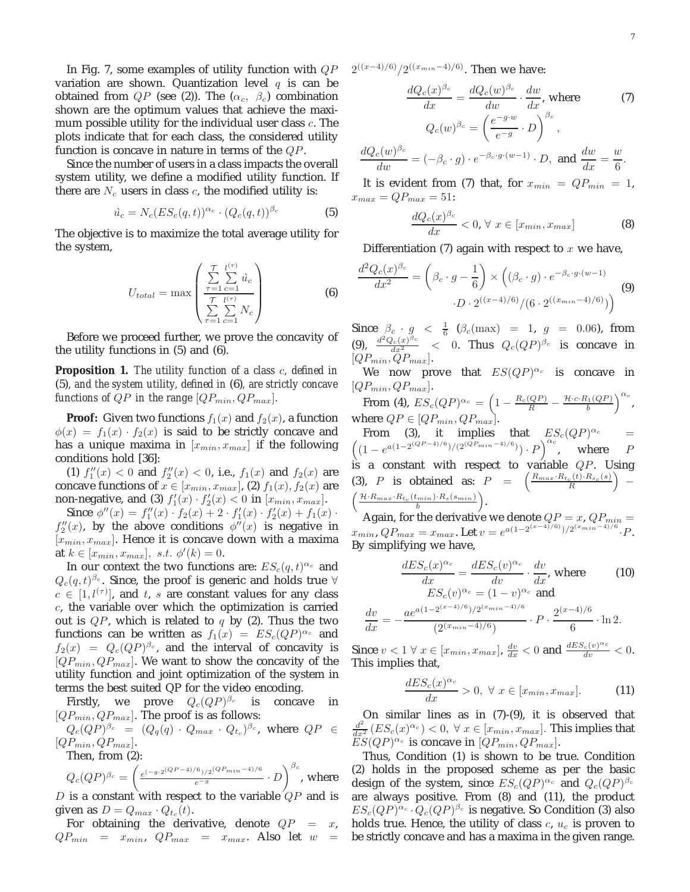In Fig. 7, some examples of utility function with $QP$ variation are shown. Quantization level $q$ is can be obtained from $QP$ (see (2)). The ($\alpha_c$, $\beta_c$) combination shown are the optimum values that achieve the maximum possible utility for the individual user class $c$. The plots indicate that for each class, the considered utility function is concave in nature in terms of the $QP$.

Since the number of users in a class impacts the overall system utility, we define a modified utility function. If there are $N_c$ users in class $c$, the modified utility is:

$$\grave{u}_c = N_c(ES_c(q,t))^{\alpha_c} \cdot (Q_c(q,t))^{\beta_c} \tag{5}$$

The objective is to maximize the total average utility for the system,

$$U_{total} = \max \left( \frac{\sum_{\tau=1}^{\mathcal{T}} \sum_{c=1}^{l^{(\tau)}} \grave{u}_c}{\sum_{\tau=1}^{\mathcal{T}} \sum_{c=1}^{l^{(\tau)}} N_c} \right) \tag{6}$$

Before we proceed further, we prove the concavity of the utility functions in (5) and (6).

**Proposition 1.** *The utility function of a class $c$, defined in* (5)*, and the system utility, defined in* (6)*, are strictly concave functions of $QP$ in the range $[QP_{min}, QP_{max}]$.*

**Proof:** Given two functions $f_1(x)$ and $f_2(x)$, a function $\phi(x) = f_1(x) \cdot f_2(x)$ is said to be strictly concave and has a unique maxima in $[x_{min}, x_{max}]$ if the following conditions hold [36]:

(1) $f_1''(x) < 0$ and $f_2''(x) < 0$, i.e., $f_1(x)$ and $f_2(x)$ are concave functions of $x \in [x_{min}, x_{max}]$, (2) $f_1(x), f_2(x)$ are non-negative, and (3) $f_1'(x) \cdot f_2'(x) < 0$ in $[x_{min}, x_{max}]$.

Since $\phi''(x) = f_1''(x) \cdot f_2(x) + 2 \cdot f_1'(x) \cdot f_2'(x) + f_1(x) \cdot f_2''(x)$, by the above conditions $\phi''(x)$ is negative in $[x_{min}, x_{max}]$. Hence it is concave down with a maxima at $k \in [x_{min}, x_{max}]$, $s.t.$ $\phi'(k) = 0$.

In our context the two functions are: $ES_c(q,t)^{\alpha_c}$ and $Q_c(q,t)^{\beta_c}$. Since, the proof is generic and holds true $\forall$ $c \in [1, l^{(\tau)}]$, and $t$, $s$ are constant values for any class $c$, the variable over which the optimization is carried out is $QP$, which is related to $q$ by (2). Thus the two functions can be written as $f_1(x) = ES_c(QP)^{\alpha_c}$ and $f_2(x) = Q_c(QP)^{\beta_c}$, and the interval of concavity is $[QP_{min}, QP_{max}]$. We want to show the concavity of the utility function and joint optimization of the system in terms the best suited QP for the video encoding.

Firstly, we prove $Q_c(QP)^{\beta_c}$ is concave in $[QP_{min}, QP_{max}]$. The proof is as follows:

$Q_c(QP)^{\beta_c} = (Q_q(q) \cdot Q_{max} \cdot Q_{t_c})^{\beta_c}$, where $QP \in [QP_{min}, QP_{max}]$.

Then, from (2):

$Q_c(QP)^{\beta_c} = \left( \frac{e^{(-g \cdot 2^{(QP-4)/6})/2^{(QP_{min}-4)/6}}}{e^{-g}} \cdot D \right)^{\beta_c}$, where $D$ is a constant with respect to the variable $QP$ and is given as $D = Q_{max} \cdot Q_{t_c}(t)$.

For obtaining the derivative, denote $QP = x$, $QP_{min} = x_{min}$, $QP_{max} = x_{max}$. Also let $w = 2^{((x-4)/6)}/2^{((x_{min}-4)/6)}$. Then we have:

$$\frac{dQ_c(x)^{\beta_c}}{dx} = \frac{dQ_c(w)^{\beta_c}}{dw} \cdot \frac{dw}{dx}, \text{ where} \tag{7}$$
$$Q_c(w)^{\beta_c} = \left( \frac{e^{-g \cdot w}}{e^{-g}} \cdot D \right)^{\beta_c},$$
$$\frac{dQ_c(w)^{\beta_c}}{dw} = (-\beta_c \cdot g) \cdot e^{-\beta_c \cdot g \cdot (w-1)} \cdot D, \text{ and } \frac{dw}{dx} = \frac{w}{6}.$$

It is evident from (7) that, for $x_{min} = QP_{min} = 1$, $x_{max} = QP_{max} = 51$:

$$\frac{dQ_c(x)^{\beta_c}}{dx} < 0, \forall\ x \in [x_{min}, x_{max}] \tag{8}$$

Differentiation (7) again with respect to $x$ we have,

$$\frac{d^2Q_c(x)^{\beta_c}}{dx^2} = \left( \beta_c \cdot g - \frac{1}{6} \right) \times \Big( (\beta_c \cdot g) \cdot e^{-\beta_c \cdot g \cdot (w-1)} \cdot D \cdot 2^{((x-4)/6)} / (6 \cdot 2^{((x_{min}-4)/6)}) \Big) \tag{9}$$

Since $\beta_c \cdot g < \frac{1}{6}$ ($\beta_c(\max) = 1$, $g = 0.06$), from (9), $\frac{d^2Q_c(x)^{\beta_c}}{dx^2} < 0$. Thus $Q_c(QP)^{\beta_c}$ is concave in $[QP_{min}, QP_{max}]$.

We now prove that $ES(QP)^{\alpha_c}$ is concave in $[QP_{min}, QP_{max}]$.

From (4), $ES_c(QP)^{\alpha_c} = \left( 1 - \frac{R_c(QP)}{R} - \frac{\mathcal{H} \cdot c \cdot R_1(QP)}{b} \right)^{\alpha_c}$, where $QP \in [QP_{min}, QP_{max}]$.

From (3), it implies that $ES_c(QP)^{\alpha_c} = \left( (1 - e^{a(1-2^{(QP-4)/6})/(2^{(QP_{min}-4)/6})}) \cdot P \right)^{\alpha_c}$, where $P$ is a constant with respect to variable $QP$. Using (3), $P$ is obtained as: $P = \left( \frac{R_{max} \cdot R_{t_c}(t) \cdot R_{s_c}(s)}{R} \right) - \left( \frac{\mathcal{H} \cdot R_{max} \cdot R_{t_c}(t_{min}) \cdot R_s(s_{min})}{b} \right)$.

Again, for the derivative we denote $QP = x$, $QP_{min} = x_{min}$, $QP_{max} = x_{max}$. Let $v = e^{a(1-2^{(x-4)/6)})/2^{(x_{min}-4)/6}} \cdot P$. By simplifying we have,

$$\frac{dES_c(x)^{\alpha_c}}{dx} = \frac{dES_c(v)^{\alpha_c}}{dv} \cdot \frac{dv}{dx}, \text{ where} \tag{10}$$
$$ES_c(v)^{\alpha_c} = (1-v)^{\alpha_c} \text{ and}$$
$$\frac{dv}{dx} = -\frac{ae^{a(1-2^{(x-4)/6})/2^{(x_{min}-4)/6}}}{(2^{(x_{min}-4)/6})} \cdot P \cdot \frac{2^{(x-4)/6}}{6} \cdot \ln 2.$$

Since $v < 1\ \forall\ x \in [x_{min}, x_{max}]$, $\frac{dv}{dx} < 0$ and $\frac{dES_c(v)^{\alpha_c}}{dv} < 0$. This implies that,

$$\frac{dES_c(x)^{\alpha_c}}{dx} > 0,\ \forall\ x \in [x_{min}, x_{max}]. \tag{11}$$

On similar lines as in (7)-(9), it is observed that $\frac{d^2}{dx^2}(ES_c(x)^{\alpha_c}) < 0,\ \forall\ x \in [x_{min}, x_{max}]$. This implies that $ES(QP)^{\alpha_c}$ is concave in $[QP_{min}, QP_{max}]$.

Thus, Condition (1) is shown to be true. Condition (2) holds in the proposed scheme as per the basic design of the system, since $ES_c(QP)^{\alpha_c}$ and $Q_c(QP)^{\beta_c}$ are always positive. From (8) and (11), the product $ES_c(QP)^{\alpha_c} \cdot Q_c(QP)^{\beta_c}$ is negative. So Condition (3) also holds true. Hence, the utility of class $c$, $u_c$ is proven to be strictly concave and has a maxima in the given range.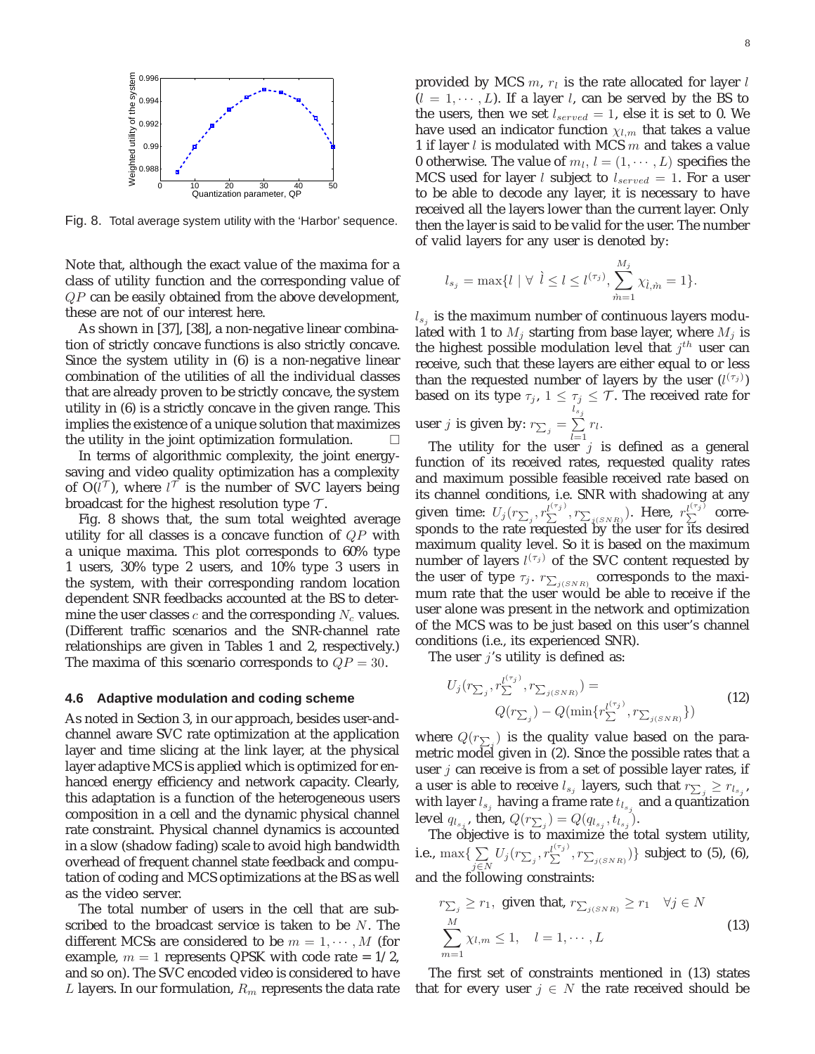Fig. 8. Total average system utility with the 'Harbor' sequence.

Note that, although the exact value of the maxima for a class of utility function and the corresponding value of $QP$ can be easily obtained from the above development, these are not of our interest here.

As shown in [37], [38], a non-negative linear combination of strictly concave functions is also strictly concave. Since the system utility in (6) is a non-negative linear combination of the utilities of all the individual classes that are already proven to be strictly concave, the system utility in (6) is a strictly concave in the given range. This implies the existence of a unique solution that maximizes the utility in the joint optimization formulation. □

In terms of algorithmic complexity, the joint energy-saving and video quality optimization has a complexity of $O(l^{\mathcal{T}})$, where $l^{\mathcal{T}}$ is the number of SVC layers being broadcast for the highest resolution type $\mathcal{T}$.

Fig. 8 shows that, the sum total weighted average utility for all classes is a concave function of $QP$ with a unique maxima. This plot corresponds to 60% type 1 users, 30% type 2 users, and 10% type 3 users in the system, with their corresponding random location dependent SNR feedbacks accounted at the BS to determine the user classes $c$ and the corresponding $N_c$ values. (Different traffic scenarios and the SNR-channel rate relationships are given in Tables 1 and 2, respectively.) The maxima of this scenario corresponds to $QP = 30$.

### 4.6 Adaptive modulation and coding scheme

As noted in Section 3, in our approach, besides user-and-channel aware SVC rate optimization at the application layer and time slicing at the link layer, at the physical layer adaptive MCS is applied which is optimized for enhanced energy efficiency and network capacity. Clearly, this adaptation is a function of the heterogeneous users composition in a cell and the dynamic physical channel rate constraint. Physical channel dynamics is accounted in a slow (shadow fading) scale to avoid high bandwidth overhead of frequent channel state feedback and computation of coding and MCS optimizations at the BS as well as the video server.

The total number of users in the cell that are subscribed to the broadcast service is taken to be $N$. The different MCSs are considered to be $m = 1, \cdots, M$ (for example, $m = 1$ represents QPSK with code rate = 1/2, and so on). The SVC encoded video is considered to have $L$ layers. In our formulation, $R_m$ represents the data rate provided by MCS $m$, $r_l$ is the rate allocated for layer $l$ ($l = 1, \cdots, L$). If a layer $l$, can be served by the BS to the users, then we set $l_{served} = 1$, else it is set to 0. We have used an indicator function $\chi_{l,m}$ that takes a value 1 if layer $l$ is modulated with MCS $m$ and takes a value 0 otherwise. The value of $m_l$, $l = (1, \cdots, L)$ specifies the MCS used for layer $l$ subject to $l_{served} = 1$. For a user to be able to decode any layer, it is necessary to have received all the layers lower than the current layer. Only then the layer is said to be valid for the user. The number of valid layers for any user is denoted by:

$$l_{s_j} = \max\{l \mid \forall \ \grave{l} \le l \le l^{(\tau_j)}, \sum_{\grave{m}=1}^{M_j} \chi_{\grave{l},\grave{m}} = 1\}.$$

$l_{s_j}$ is the maximum number of continuous layers modulated with 1 to $M_j$ starting from base layer, where $M_j$ is the highest possible modulation level that $j^{th}$ user can receive, such that these layers are either equal to or less than the requested number of layers by the user ($l^{(\tau_j)}$) based on its type $\tau_j$, $1 \le \tau_j \le \mathcal{T}$. The received rate for user $j$ is given by: $r_{\sum_j} = \sum_{l=1}^{l_{s_j}} r_l$.

The utility for the user $j$ is defined as a general function of its received rates, requested quality rates and maximum possible feasible received rate based on its channel conditions, i.e. SNR with shadowing at any given time: $U_j(r_{\sum_j}, r_{\sum}^{l^{(\tau_j)}}, r_{\sum_{j(SNR)}})$. Here, $r_{\sum}^{l^{(\tau_j)}}$ corresponds to the rate requested by the user for its desired maximum quality level. So it is based on the maximum number of layers $l^{(\tau_j)}$ of the SVC content requested by the user of type $\tau_j$. $r_{\sum_{j(SNR)}}$ corresponds to the maximum rate that the user would be able to receive if the user alone was present in the network and optimization of the MCS was to be just based on this user's channel conditions (i.e., its experienced SNR).

The user $j$'s utility is defined as:

$$U_j(r_{\sum_j}, r_{\sum}^{l^{(\tau_j)}}, r_{\sum_{j(SNR)}}) = Q(r_{\sum_j}) - Q(\min\{r_{\sum}^{l^{(\tau_j)}}, r_{\sum_{j(SNR)}}\}) \quad (12)$$

where $Q(r_{\sum_j})$ is the quality value based on the parametric model given in (2). Since the possible rates that a user $j$ can receive is from a set of possible layer rates, if a user is able to receive $l_{s_j}$ layers, such that $r_{\sum_j} \ge r_{l_{s_j}}$, with layer $l_{s_j}$ having a frame rate $t_{l_{s_j}}$ and a quantization level $q_{l_{s_j}}$, then, $Q(r_{\sum_j}) = Q(q_{l_{s_j}}, t_{l_{s_j}})$.

The objective is to maximize the total system utility, i.e., $\max\{\sum_{j \in N} U_j(r_{\sum_j}, r_{\sum}^{l^{(\tau_j)}}, r_{\sum_{j(SNR)}})\}$ subject to (5), (6), and the following constraints:

$$r_{\sum_j} \ge r_1, \text{ given that, } r_{\sum_{j(SNR)}} \ge r_1 \quad \forall j \in N$$
$$\sum_{m=1}^{M} \chi_{l,m} \le 1, \quad l = 1, \cdots, L \quad (13)$$

The first set of constraints mentioned in (13) states that for every user $j \in N$ the rate received should be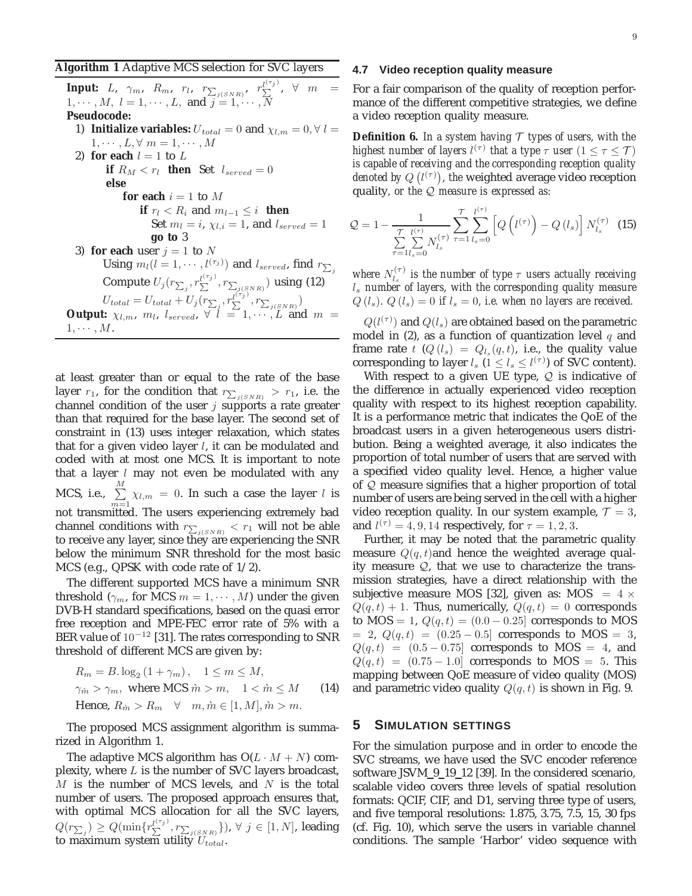**Algorithm 1** Adaptive MCS selection for SVC layers

**Input:** $L,\ \gamma_m,\ R_m,\ r_l,\ r_{\sum_{j(SNR)}},\ r_{\sum}^{l^{(\tau_j)}},\ \forall\ m = 1,\cdots,M,\ l = 1,\cdots,L$, and $j = 1,\cdots,N$

**Pseudocode:**

1) **Initialize variables:** $U_{total} = 0$ and $\chi_{l,m} = 0, \forall\ l = 1,\cdots,L, \forall\ m = 1,\cdots,M$

2) **for each** $l = 1$ to $L$
   - **if** $R_M < r_l$ **then** Set $l_{served} = 0$
   - **else**
     - **for each** $i = 1$ to $M$
       - **if** $r_l < R_i$ and $m_{l-1} \le i$ **then**
         - Set $m_l = i$, $\chi_{l,i} = 1$, and $l_{served} = 1$
         - **go to** 3

3) **for each** user $j = 1$ to $N$
   - Using $m_l (l = 1,\cdots,l^{(\tau_j)})$ and $l_{served}$, find $r_{\sum_j}$
   - Compute $U_j(r_{\sum_j}, r_{\sum}^{l^{(\tau_j)}}, r_{\sum_{j(SNR)}})$ using (12)
   - $U_{total} = U_{total} + U_j(r_{\sum_j}, r_{\sum}^{l^{(\tau_j)}}, r_{\sum_{j(SNR)}})$

**Output:** $\chi_{l,m},\ m_l,\ l_{served},\ \forall\ l = 1,\cdots,L$ and $m = 1,\cdots,M$.

at least greater than or equal to the rate of the base layer $r_1$, for the condition that $r_{\sum_{j(SNR)}} > r_1$, i.e. the channel condition of the user $j$ supports a rate greater than that required for the base layer. The second set of constraint in (13) uses integer relaxation, which states that for a given video layer $l$, it can be modulated and coded with at most one MCS. It is important to note that a layer $l$ may not even be modulated with any MCS, i.e., $\sum_{m=1}^{M} \chi_{l,m} = 0$. In such a case the layer $l$ is not transmitted. The users experiencing extremely bad channel conditions with $r_{\sum_{j(SNR)}} < r_1$ will not be able to receive any layer, since they are experiencing the SNR below the minimum SNR threshold for the most basic MCS (e.g., QPSK with code rate of 1/2).

The different supported MCS have a minimum SNR threshold ($\gamma_m$, for MCS $m = 1,\cdots,M$) under the given DVB-H standard specifications, based on the quasi error free reception and MPE-FEC error rate of 5% with a BER value of $10^{-12}$ [31]. The rates corresponding to SNR threshold of different MCS are given by:

$$
\begin{aligned}
& R_m = B.\log_2(1+\gamma_m), \quad 1 \le m \le M, \\
& \gamma_{\acute{m}} > \gamma_m, \text{ where MCS } \acute{m} > m, \quad 1 < \acute{m} \le M \qquad (14) \\
& \text{Hence, } R_{\acute{m}} > R_m \quad \forall \quad m, \acute{m} \in [1, M], \acute{m} > m.
\end{aligned}
$$

The proposed MCS assignment algorithm is summarized in Algorithm 1.

The adaptive MCS algorithm has O($L \cdot M + N$) complexity, where $L$ is the number of SVC layers broadcast, $M$ is the number of MCS levels, and $N$ is the total number of users. The proposed approach ensures that, with optimal MCS allocation for all the SVC layers, $Q(r_{\sum_j}) \ge Q(\min\{r_{\sum}^{l^{(\tau_j)}}, r_{\sum_{j(SNR)}}\}),\ \forall\ j \in [1, N]$, leading to maximum system utility $U_{total}$.

### 4.7 Video reception quality measure

For a fair comparison of the quality of reception performance of the different competitive strategies, we define a video reception quality measure.

**Definition 6.** *In a system having $\mathcal{T}$ types of users, with the highest number of layers $l^{(\tau)}$ that a type $\tau$ user ($1 \le \tau \le \mathcal{T}$) is capable of receiving and the corresponding reception quality denoted by $Q\left(l^{(\tau)}\right)$, the* weighted average video reception quality*, or the $\mathcal{Q}$ measure is expressed as:*

$$
\mathcal{Q} = 1 - \frac{1}{\sum_{\tau=1}^{\mathcal{T}} \sum_{l_s=0}^{l^{(\tau)}} N_{l_s}^{(\tau)}} \sum_{\tau=1}^{\mathcal{T}} \sum_{l_s=0}^{l^{(\tau)}} \left[ Q\left(l^{(\tau)}\right) - Q\left(l_s\right) \right] N_{l_s}^{(\tau)} \quad (15)
$$

*where $N_{l_s}^{(\tau)}$ is the number of type $\tau$ users actually receiving $l_s$ number of layers, with the corresponding quality measure $Q\left(l_s\right)$. $Q\left(l_s\right) = 0$ if $l_s = 0$, i.e. when no layers are received.*

$Q(l^{(\tau)})$ and $Q(l_s)$ are obtained based on the parametric model in (2), as a function of quantization level $q$ and frame rate $t$ ($Q\left(l_s\right) = Q_{l_s}(q,t)$, i.e., the quality value corresponding to layer $l_s$ ($1 \le l_s \le l^{(\tau)}$) of SVC content).

With respect to a given UE type, $\mathcal{Q}$ is indicative of the difference in actually experienced video reception quality with respect to its highest reception capability. It is a performance metric that indicates the QoE of the broadcast users in a given heterogeneous users distribution. Being a weighted average, it also indicates the proportion of total number of users that are served with a specified video quality level. Hence, a higher value of $\mathcal{Q}$ measure signifies that a higher proportion of total number of users are being served in the cell with a higher video reception quality. In our system example, $\mathcal{T} = 3$, and $l^{(\tau)} = 4, 9, 14$ respectively, for $\tau = 1, 2, 3$.

Further, it may be noted that the parametric quality measure $Q(q,t)$and hence the weighted average quality measure $\mathcal{Q}$, that we use to characterize the transmission strategies, have a direct relationship with the subjective measure MOS [32], given as: MOS $= 4 \times Q(q,t) + 1$. Thus, numerically, $Q(q,t) = 0$ corresponds to MOS $= 1$, $Q(q,t) = (0.0 - 0.25]$ corresponds to MOS $= 2$, $Q(q,t) = (0.25 - 0.5]$ corresponds to MOS $= 3$, $Q(q,t) = (0.5 - 0.75]$ corresponds to MOS $= 4$, and $Q(q,t) = (0.75 - 1.0]$ corresponds to MOS $= 5$. This mapping between QoE measure of video quality (MOS) and parametric video quality $Q(q,t)$ is shown in Fig. 9.

## 5 Simulation Settings

For the simulation purpose and in order to encode the SVC streams, we have used the SVC encoder reference software JSVM_9_19_12 [39]. In the considered scenario, scalable video covers three levels of spatial resolution formats: QCIF, CIF, and D1, serving three type of users, and five temporal resolutions: 1.875, 3.75, 7.5, 15, 30 fps (cf. Fig. 10), which serve the users in variable channel conditions. The sample 'Harbor' video sequence with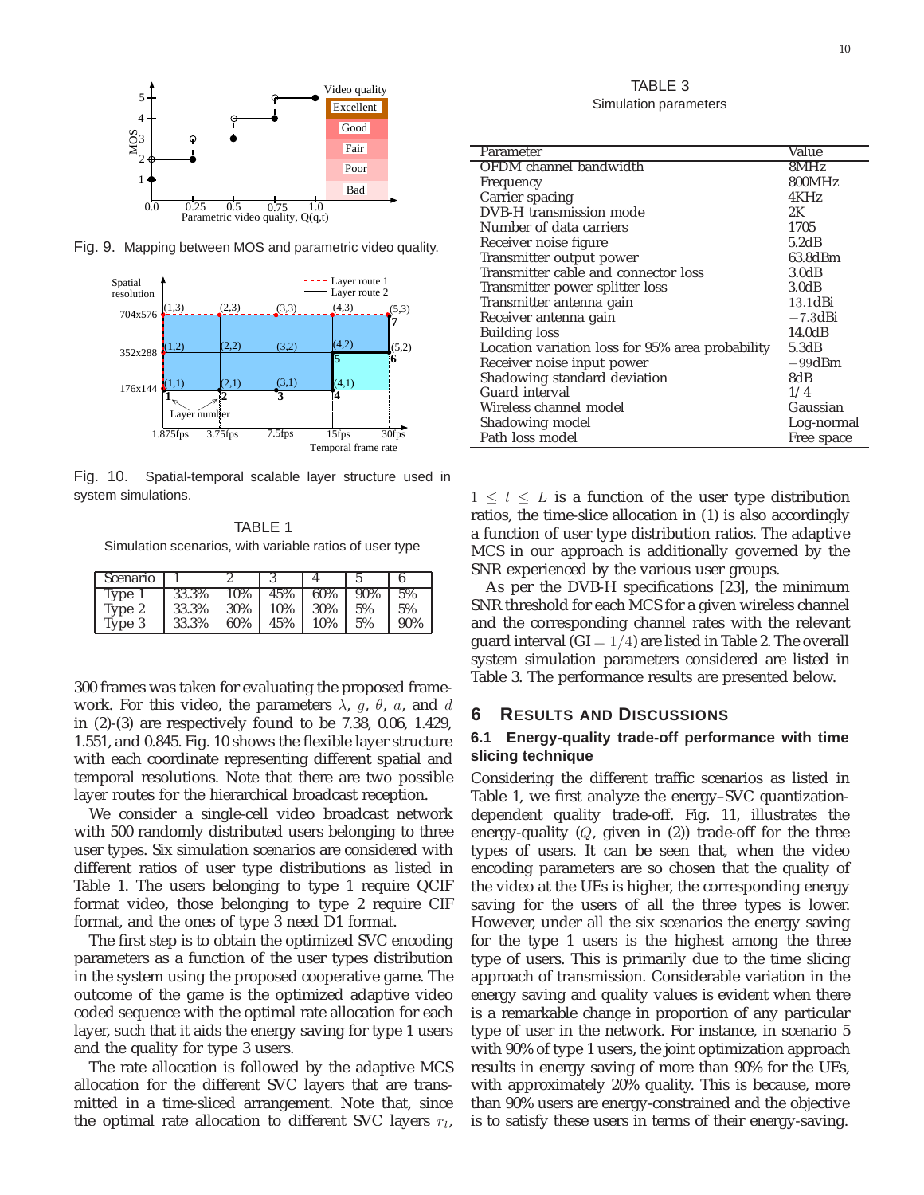Fig. 9. Mapping between MOS and parametric video quality.

Fig. 10. Spatial-temporal scalable layer structure used in system simulations.

TABLE 1
Simulation scenarios, with variable ratios of user type

| Scenario | 1 | 2 | 3 | 4 | 5 | 6 |
|---|---|---|---|---|---|---|
| Type 1 | 33.3% | 10% | 45% | 60% | 90% | 5% |
| Type 2 | 33.3% | 30% | 10% | 30% | 5% | 5% |
| Type 3 | 33.3% | 60% | 45% | 10% | 5% | 90% |

300 frames was taken for evaluating the proposed framework. For this video, the parameters $\lambda$, $g$, $\theta$, $a$, and $d$ in (2)-(3) are respectively found to be 7.38, 0.06, 1.429, 1.551, and 0.845. Fig. 10 shows the flexible layer structure with each coordinate representing different spatial and temporal resolutions. Note that there are two possible layer routes for the hierarchical broadcast reception.

We consider a single-cell video broadcast network with 500 randomly distributed users belonging to three user types. Six simulation scenarios are considered with different ratios of user type distributions as listed in Table 1. The users belonging to type 1 require QCIF format video, those belonging to type 2 require CIF format, and the ones of type 3 need D1 format.

The first step is to obtain the optimized SVC encoding parameters as a function of the user types distribution in the system using the proposed cooperative game. The outcome of the game is the optimized adaptive video coded sequence with the optimal rate allocation for each layer, such that it aids the energy saving for type 1 users and the quality for type 3 users.

The rate allocation is followed by the adaptive MCS allocation for the different SVC layers that are transmitted in a time-sliced arrangement. Note that, since the optimal rate allocation to different SVC layers $r_l$, $1 \leq l \leq L$ is a function of the user type distribution ratios, the time-slice allocation in (1) is also accordingly a function of user type distribution ratios. The adaptive MCS in our approach is additionally governed by the SNR experienced by the various user groups.

As per the DVB-H specifications [23], the minimum SNR threshold for each MCS for a given wireless channel and the corresponding channel rates with the relevant guard interval (GI $= 1/4$) are listed in Table 2. The overall system simulation parameters considered are listed in Table 3. The performance results are presented below.

TABLE 3
Simulation parameters

| Parameter | Value |
|---|---|
| OFDM channel bandwidth | 8MHz |
| Frequency | 800MHz |
| Carrier spacing | 4KHz |
| DVB-H transmission mode | 2K |
| Number of data carriers | 1705 |
| Receiver noise figure | 5.2dB |
| Transmitter output power | 63.8dBm |
| Transmitter cable and connector loss | 3.0dB |
| Transmitter power splitter loss | 3.0dB |
| Transmitter antenna gain | 13.1dBi |
| Receiver antenna gain | $-7.3$dBi |
| Building loss | 14.0dB |
| Location variation loss for 95% area probability | 5.3dB |
| Receiver noise input power | $-99$dBm |
| Shadowing standard deviation | 8dB |
| Guard interval | 1/4 |
| Wireless channel model | Gaussian |
| Shadowing model | Log-normal |
| Path loss model | Free space |

## 6 Results and Discussions

### 6.1 Energy-quality trade-off performance with time slicing technique

Considering the different traffic scenarios as listed in Table 1, we first analyze the energy–SVC quantization-dependent quality trade-off. Fig. 11, illustrates the energy-quality ($Q$, given in (2)) trade-off for the three types of users. It can be seen that, when the video encoding parameters are so chosen that the quality of the video at the UEs is higher, the corresponding energy saving for the users of all the three types is lower. However, under all the six scenarios the energy saving for the type 1 users is the highest among the three type of users. This is primarily due to the time slicing approach of transmission. Considerable variation in the energy saving and quality values is evident when there is a remarkable change in proportion of any particular type of user in the network. For instance, in scenario 5 with 90% of type 1 users, the joint optimization approach results in energy saving of more than 90% for the UEs, with approximately 20% quality. This is because, more than 90% users are energy-constrained and the objective is to satisfy these users in terms of their energy-saving.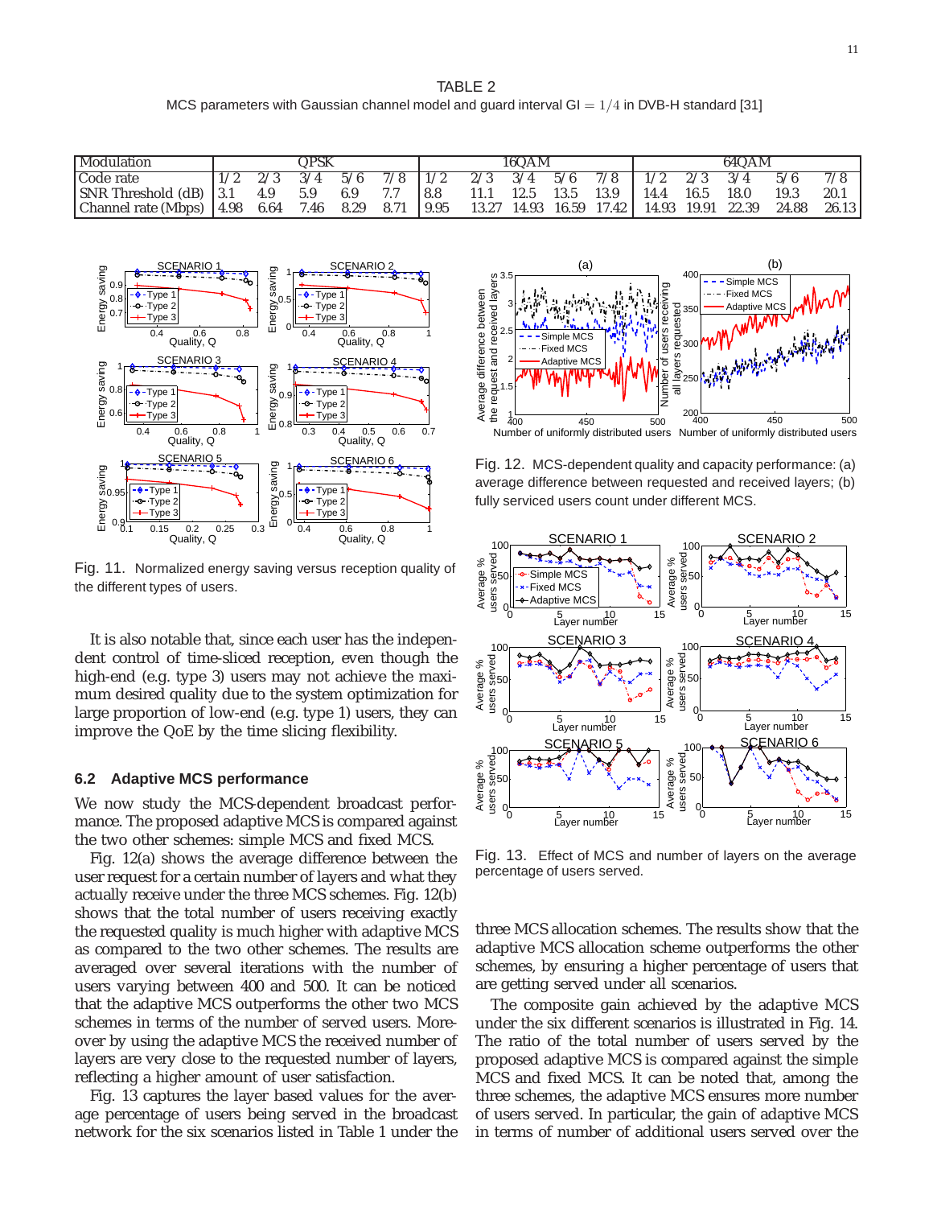TABLE 2

MCS parameters with Gaussian channel model and guard interval GI $= 1/4$ in DVB-H standard [31]

| Modulation | QPSK | | | | | 16QAM | | | | | 64QAM | | | | |
|---|---|---|---|---|---|---|---|---|---|---|---|---|---|---|---|
| Code rate | 1/2 | 2/3 | 3/4 | 5/6 | 7/8 | 1/2 | 2/3 | 3/4 | 5/6 | 7/8 | 1/2 | 2/3 | 3/4 | 5/6 | 7/8 |
| SNR Threshold (dB) | 3.1 | 4.9 | 5.9 | 6.9 | 7.7 | 8.8 | 11.1 | 12.5 | 13.5 | 13.9 | 14.4 | 16.5 | 18.0 | 19.3 | 20.1 |
| Channel rate (Mbps) | 4.98 | 6.64 | 7.46 | 8.29 | 8.71 | 9.95 | 13.27 | 14.93 | 16.59 | 17.42 | 14.93 | 19.91 | 22.39 | 24.88 | 26.13 |

Fig. 11. Normalized energy saving versus reception quality of the different types of users.

It is also notable that, since each user has the independent control of time-sliced reception, even though the high-end (e.g. type 3) users may not achieve the maximum desired quality due to the system optimization for large proportion of low-end (e.g. type 1) users, they can improve the QoE by the time slicing flexibility.

### 6.2 Adaptive MCS performance

We now study the MCS-dependent broadcast performance. The proposed adaptive MCS is compared against the two other schemes: simple MCS and fixed MCS.

Fig. 12(a) shows the average difference between the user request for a certain number of layers and what they actually receive under the three MCS schemes. Fig. 12(b) shows that the total number of users receiving exactly the requested quality is much higher with adaptive MCS as compared to the two other schemes. The results are averaged over several iterations with the number of users varying between 400 and 500. It can be noticed that the adaptive MCS outperforms the other two MCS schemes in terms of the number of served users. Moreover by using the adaptive MCS the received number of layers are very close to the requested number of layers, reflecting a higher amount of user satisfaction.

Fig. 13 captures the layer based values for the average percentage of users being served in the broadcast network for the six scenarios listed in Table 1 under the three MCS allocation schemes. The results show that the adaptive MCS allocation scheme outperforms the other schemes, by ensuring a higher percentage of users that are getting served under all scenarios.

Fig. 12. MCS-dependent quality and capacity performance: (a) average difference between requested and received layers; (b) fully serviced users count under different MCS.

Fig. 13. Effect of MCS and number of layers on the average percentage of users served.

The composite gain achieved by the adaptive MCS under the six different scenarios is illustrated in Fig. 14. The ratio of the total number of users served by the proposed adaptive MCS is compared against the simple MCS and fixed MCS. It can be noted that, among the three schemes, the adaptive MCS ensures more number of users served. In particular, the gain of adaptive MCS in terms of number of additional users served over the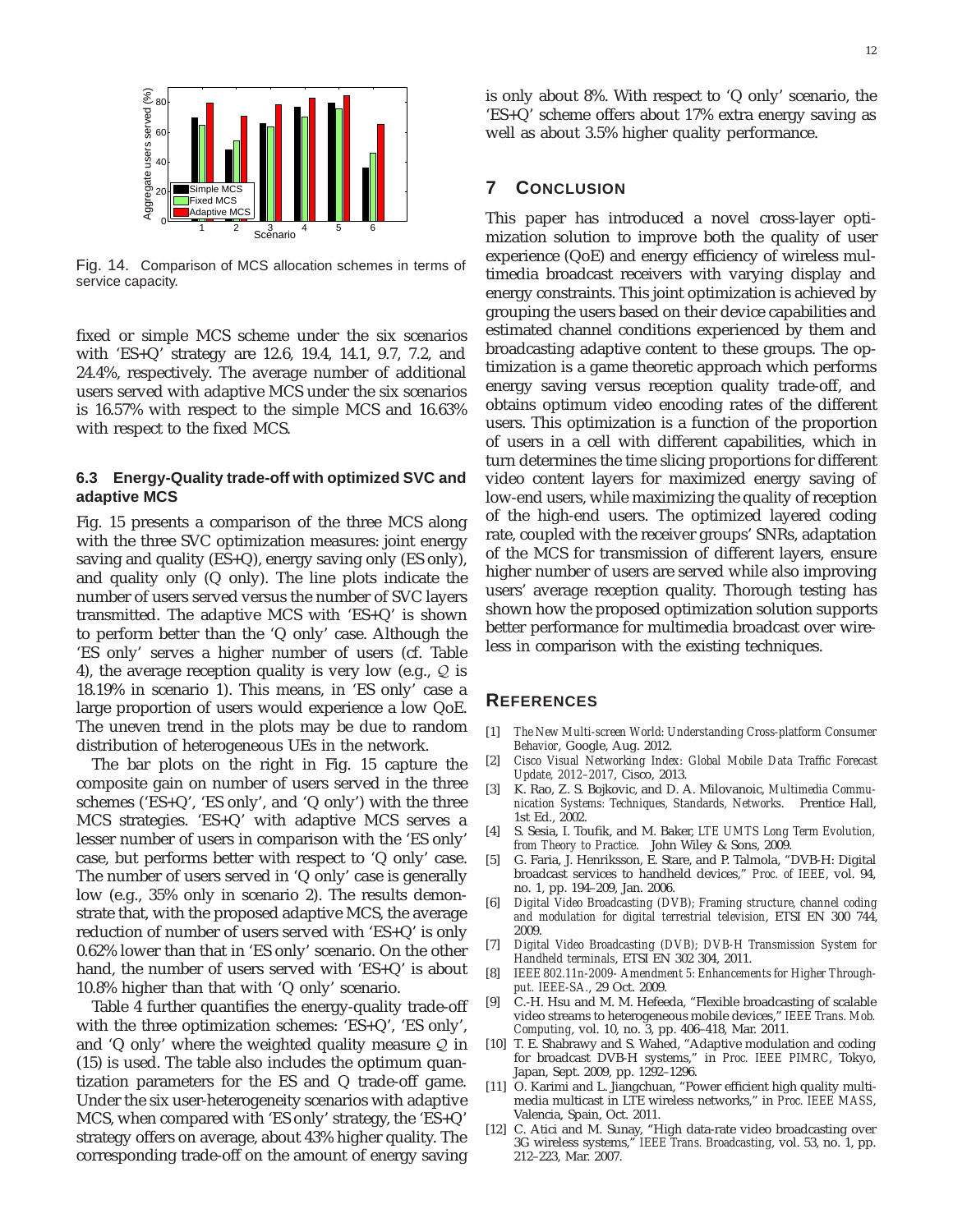Fig. 14. Comparison of MCS allocation schemes in terms of service capacity.

fixed or simple MCS scheme under the six scenarios with 'ES+Q' strategy are 12.6, 19.4, 14.1, 9.7, 7.2, and 24.4%, respectively. The average number of additional users served with adaptive MCS under the six scenarios is 16.57% with respect to the simple MCS and 16.63% with respect to the fixed MCS.

### 6.3 Energy-Quality trade-off with optimized SVC and adaptive MCS

Fig. 15 presents a comparison of the three MCS along with the three SVC optimization measures: joint energy saving and quality (ES+Q), energy saving only (ES only), and quality only (Q only). The line plots indicate the number of users served versus the number of SVC layers transmitted. The adaptive MCS with 'ES+Q' is shown to perform better than the 'Q only' case. Although the 'ES only' serves a higher number of users (cf. Table 4), the average reception quality is very low (e.g., $\mathcal{Q}$ is 18.19% in scenario 1). This means, in 'ES only' case a large proportion of users would experience a low QoE. The uneven trend in the plots may be due to random distribution of heterogeneous UEs in the network.

The bar plots on the right in Fig. 15 capture the composite gain on number of users served in the three schemes ('ES+Q', 'ES only', and 'Q only') with the three MCS strategies. 'ES+Q' with adaptive MCS serves a lesser number of users in comparison with the 'ES only' case, but performs better with respect to 'Q only' case. The number of users served in 'Q only' case is generally low (e.g., 35% only in scenario 2). The results demonstrate that, with the proposed adaptive MCS, the average reduction of number of users served with 'ES+Q' is only 0.62% lower than that in 'ES only' scenario. On the other hand, the number of users served with 'ES+Q' is about 10.8% higher than that with 'Q only' scenario.

Table 4 further quantifies the energy-quality trade-off with the three optimization schemes: 'ES+Q', 'ES only', and 'Q only' where the weighted quality measure $\mathcal{Q}$ in (15) is used. The table also includes the optimum quantization parameters for the ES and Q trade-off game. Under the six user-heterogeneity scenarios with adaptive MCS, when compared with 'ES only' strategy, the 'ES+Q' strategy offers on average, about 43% higher quality. The corresponding trade-off on the amount of energy saving is only about 8%. With respect to 'Q only' scenario, the 'ES+Q' scheme offers about 17% extra energy saving as well as about 3.5% higher quality performance.

## 7 Conclusion

This paper has introduced a novel cross-layer optimization solution to improve both the quality of user experience (QoE) and energy efficiency of wireless multimedia broadcast receivers with varying display and energy constraints. This joint optimization is achieved by grouping the users based on their device capabilities and estimated channel conditions experienced by them and broadcasting adaptive content to these groups. The optimization is a game theoretic approach which performs energy saving versus reception quality trade-off, and obtains optimum video encoding rates of the different users. This optimization is a function of the proportion of users in a cell with different capabilities, which in turn determines the time slicing proportions for different video content layers for maximized energy saving of low-end users, while maximizing the quality of reception of the high-end users. The optimized layered coding rate, coupled with the receiver groups' SNRs, adaptation of the MCS for transmission of different layers, ensure higher number of users are served while also improving users' average reception quality. Thorough testing has shown how the proposed optimization solution supports better performance for multimedia broadcast over wireless in comparison with the existing techniques.

## References

[1] *The New Multi-screen World: Understanding Cross-platform Consumer Behavior*, Google, Aug. 2012.

[2] *Cisco Visual Networking Index: Global Mobile Data Traffic Forecast Update, 2012–2017*, Cisco, 2013.

[3] K. Rao, Z. S. Bojkovic, and D. A. Milovanoic, *Multimedia Communication Systems: Techniques, Standards, Networks*. Prentice Hall, 1st Ed., 2002.

[4] S. Sesia, I. Toufik, and M. Baker, *LTE UMTS Long Term Evolution, from Theory to Practice*. John Wiley & Sons, 2009.

[5] G. Faria, J. Henriksson, E. Stare, and P. Talmola, "DVB-H: Digital broadcast services to handheld devices," *Proc. of IEEE*, vol. 94, no. 1, pp. 194–209, Jan. 2006.

[6] *Digital Video Broadcasting (DVB); Framing structure, channel coding and modulation for digital terrestrial television*, ETSI EN 300 744, 2009.

[7] *Digital Video Broadcasting (DVB); DVB-H Transmission System for Handheld terminals*, ETSI EN 302 304, 2011.

[8] *IEEE 802.11n-2009- Amendment 5: Enhancements for Higher Throughput. IEEE-SA.*, 29 Oct. 2009.

[9] C.-H. Hsu and M. M. Hefeeda, "Flexible broadcasting of scalable video streams to heterogeneous mobile devices," *IEEE Trans. Mob. Computing*, vol. 10, no. 3, pp. 406–418, Mar. 2011.

[10] T. E. Shabrawy and S. Wahed, "Adaptive modulation and coding for broadcast DVB-H systems," in *Proc. IEEE PIMRC*, Tokyo, Japan, Sept. 2009, pp. 1292–1296.

[11] O. Karimi and L. Jiangchuan, "Power efficient high quality multimedia multicast in LTE wireless networks," in *Proc. IEEE MASS*, Valencia, Spain, Oct. 2011.

[12] C. Atici and M. Sunay, "High data-rate video broadcasting over 3G wireless systems," *IEEE Trans. Broadcasting*, vol. 53, no. 1, pp. 212–223, Mar. 2007.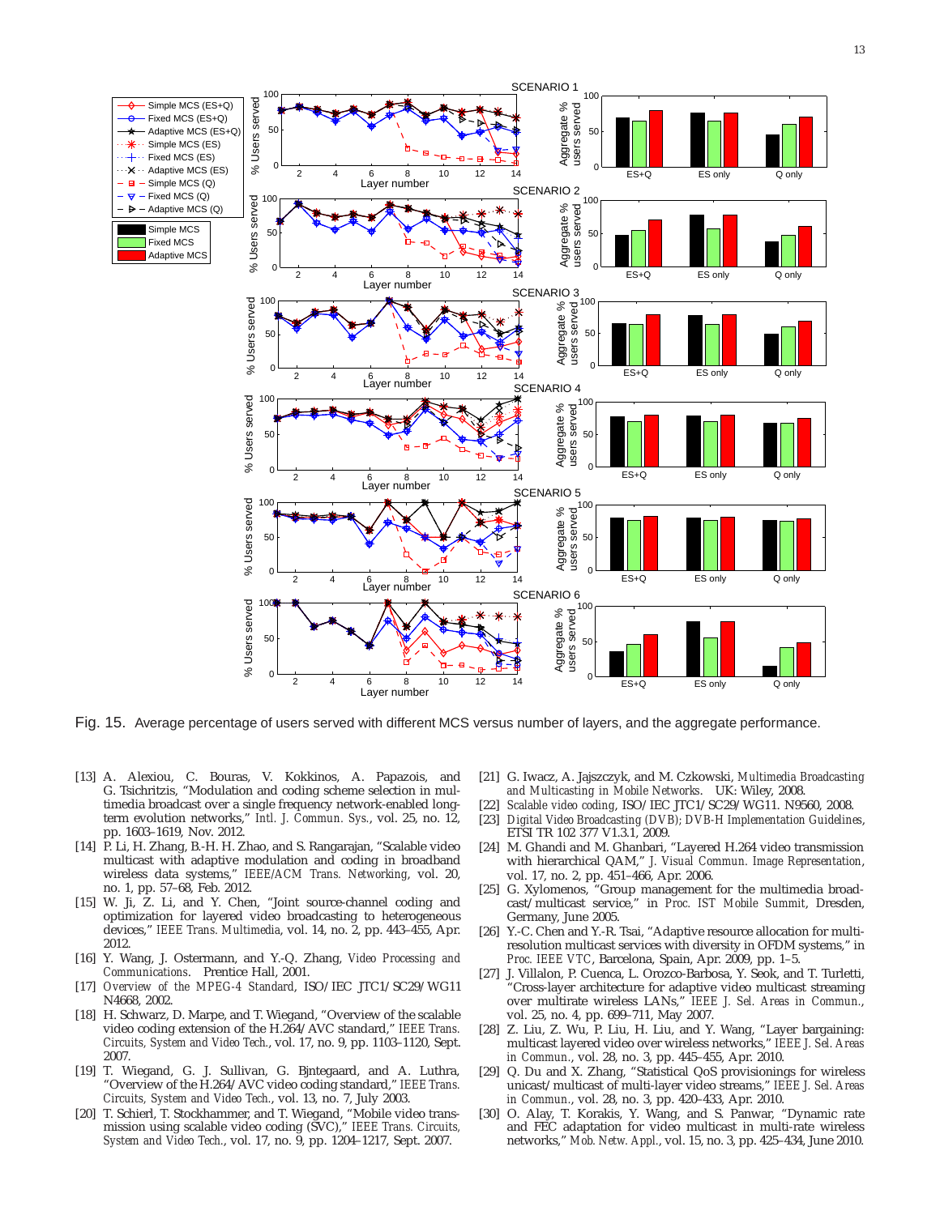Fig. 15. Average percentage of users served with different MCS versus number of layers, and the aggregate performance.

[13] A. Alexiou, C. Bouras, V. Kokkinos, A. Papazois, and G. Tsichritzis, "Modulation and coding scheme selection in multimedia broadcast over a single frequency network-enabled long-term evolution networks," *Intl. J. Commun. Sys.*, vol. 25, no. 12, pp. 1603–1619, Nov. 2012.

[14] P. Li, H. Zhang, B.-H. H. Zhao, and S. Rangarajan, "Scalable video multicast with adaptive modulation and coding in broadband wireless data systems," *IEEE/ACM Trans. Networking*, vol. 20, no. 1, pp. 57–68, Feb. 2012.

[15] W. Ji, Z. Li, and Y. Chen, "Joint source-channel coding and optimization for layered video broadcasting to heterogeneous devices," *IEEE Trans. Multimedia*, vol. 14, no. 2, pp. 443–455, Apr. 2012.

[16] Y. Wang, J. Ostermann, and Y.-Q. Zhang, *Video Processing and Communications*. Prentice Hall, 2001.

[17] *Overview of the MPEG-4 Standard*, ISO/IEC JTC1/SC29/WG11 N4668, 2002.

[18] H. Schwarz, D. Marpe, and T. Wiegand, "Overview of the scalable video coding extension of the H.264/AVC standard," *IEEE Trans. Circuits, System and Video Tech.*, vol. 17, no. 9, pp. 1103–1120, Sept. 2007.

[19] T. Wiegand, G. J. Sullivan, G. Bjntegaard, and A. Luthra, "Overview of the H.264/AVC video coding standard," *IEEE Trans. Circuits, System and Video Tech.*, vol. 13, no. 7, July 2003.

[20] T. Schierl, T. Stockhammer, and T. Wiegand, "Mobile video transmission using scalable video coding (SVC)," *IEEE Trans. Circuits, System and Video Tech.*, vol. 17, no. 9, pp. 1204–1217, Sept. 2007.

[21] G. Iwacz, A. Jajszczyk, and M. Czkowski, *Multimedia Broadcasting and Multicasting in Mobile Networks*. UK: Wiley, 2008.

[22] *Scalable video coding*, ISO/IEC JTC1/SC29/WG11. N9560, 2008.

[23] *Digital Video Broadcasting (DVB); DVB-H Implementation Guidelines*, ETSI TR 102 377 V1.3.1, 2009.

[24] M. Ghandi and M. Ghanbari, "Layered H.264 video transmission with hierarchical QAM," *J. Visual Commun. Image Representation*, vol. 17, no. 2, pp. 451–466, Apr. 2006.

[25] G. Xylomenos, "Group management for the multimedia broadcast/multicast service," in *Proc. IST Mobile Summit*, Dresden, Germany, June 2005.

[26] Y.-C. Chen and Y.-R. Tsai, "Adaptive resource allocation for multiresolution multicast services with diversity in OFDM systems," in *Proc. IEEE VTC*, Barcelona, Spain, Apr. 2009, pp. 1–5.

[27] J. Villalon, P. Cuenca, L. Orozco-Barbosa, Y. Seok, and T. Turletti, "Cross-layer architecture for adaptive video multicast streaming over multirate wireless LANs," *IEEE J. Sel. Areas in Commun.*, vol. 25, no. 4, pp. 699–711, May 2007.

[28] Z. Liu, Z. Wu, P. Liu, H. Liu, and Y. Wang, "Layer bargaining: multicast layered video over wireless networks," *IEEE J. Sel. Areas in Commun.*, vol. 28, no. 3, pp. 445–455, Apr. 2010.

[29] Q. Du and X. Zhang, "Statistical QoS provisionings for wireless unicast/multicast of multi-layer video streams," *IEEE J. Sel. Areas in Commun.*, vol. 28, no. 3, pp. 420–433, Apr. 2010.

[30] O. Alay, T. Korakis, Y. Wang, and S. Panwar, "Dynamic rate and FEC adaptation for video multicast in multi-rate wireless networks," *Mob. Netw. Appl.*, vol. 15, no. 3, pp. 425–434, June 2010.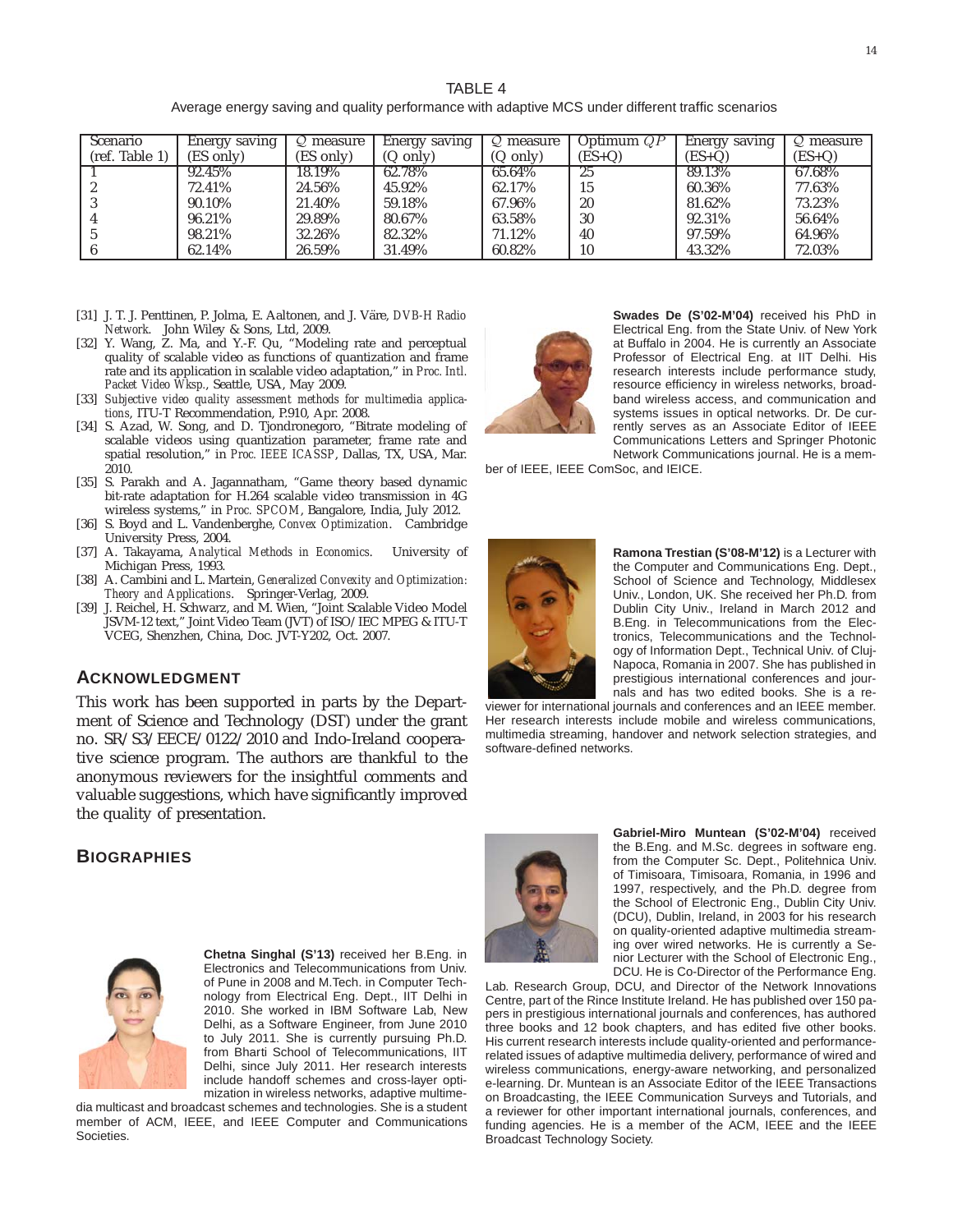TABLE 4

Average energy saving and quality performance with adaptive MCS under different traffic scenarios

| Scenario (ref. Table 1) | Energy saving (ES only) | $\mathcal{Q}$ measure (ES only) | Energy saving (Q only) | $\mathcal{Q}$ measure (Q only) | Optimum $QP$ (ES+Q) | Energy saving (ES+Q) | $\mathcal{Q}$ measure (ES+Q) |
|---|---|---|---|---|---|---|---|
| 1 | 92.45% | 18.19% | 62.78% | 65.64% | 25 | 89.13% | 67.68% |
| 2 | 72.41% | 24.56% | 45.92% | 62.17% | 15 | 60.36% | 77.63% |
| 3 | 90.10% | 21.40% | 59.18% | 67.96% | 20 | 81.62% | 73.23% |
| 4 | 96.21% | 29.89% | 80.67% | 63.58% | 30 | 92.31% | 56.64% |
| 5 | 98.21% | 32.26% | 82.32% | 71.12% | 40 | 97.59% | 64.96% |
| 6 | 62.14% | 26.59% | 31.49% | 60.82% | 10 | 43.32% | 72.03% |

[31] J. T. J. Penttinen, P. Jolma, E. Aaltonen, and J. Väre, *DVB-H Radio Network*. John Wiley & Sons, Ltd, 2009.

[32] Y. Wang, Z. Ma, and Y.-F. Qu, "Modeling rate and perceptual quality of scalable video as functions of quantization and frame rate and its application in scalable video adaptation," in *Proc. Intl. Packet Video Wksp.*, Seattle, USA, May 2009.

[33] *Subjective video quality assessment methods for multimedia applications*, ITU-T Recommendation, P.910, Apr. 2008.

[34] S. Azad, W. Song, and D. Tjondronegoro, "Bitrate modeling of scalable videos using quantization parameter, frame rate and spatial resolution," in *Proc. IEEE ICASSP*, Dallas, TX, USA, Mar. 2010.

[35] S. Parakh and A. Jagannatham, "Game theory based dynamic bit-rate adaptation for H.264 scalable video transmission in 4G wireless systems," in *Proc. SPCOM*, Bangalore, India, July 2012.

[36] S. Boyd and L. Vandenberghe, *Convex Optimization*. Cambridge University Press, 2004.

[37] A. Takayama, *Analytical Methods in Economics*. University of Michigan Press, 1993.

[38] A. Cambini and L. Martein, *Generalized Convexity and Optimization: Theory and Applications*. Springer-Verlag, 2009.

[39] J. Reichel, H. Schwarz, and M. Wien, "Joint Scalable Video Model JSVM-12 text," Joint Video Team (JVT) of ISO/IEC MPEG & ITU-T VCEG, Shenzhen, China, Doc. JVT-Y202, Oct. 2007.

## ACKNOWLEDGMENT

This work has been supported in parts by the Department of Science and Technology (DST) under the grant no. SR/S3/EECE/0122/2010 and Indo-Ireland cooperative science program. The authors are thankful to the anonymous reviewers for the insightful comments and valuable suggestions, which have significantly improved the quality of presentation.

## BIOGRAPHIES

**Chetna Singhal (S'13)** received her B.Eng. in Electronics and Telecommunications from Univ. of Pune in 2008 and M.Tech. in Computer Technology from Electrical Eng. Dept., IIT Delhi in 2010. She worked in IBM Software Lab, New Delhi, as a Software Engineer, from June 2010 to July 2011. She is currently pursuing Ph.D. from Bharti School of Telecommunications, IIT Delhi, since July 2011. Her research interests include handoff schemes and cross-layer optimization in wireless networks, adaptive multimedia multicast and broadcast schemes and technologies. She is a student member of ACM, IEEE, and IEEE Computer and Communications Societies.

**Swades De (S'02-M'04)** received his PhD in Electrical Eng. from the State Univ. of New York at Buffalo in 2004. He is currently an Associate Professor of Electrical Eng. at IIT Delhi. His research interests include performance study, resource efficiency in wireless networks, broadband wireless access, and communication and systems issues in optical networks. Dr. De currently serves as an Associate Editor of IEEE Communications Letters and Springer Photonic Network Communications journal. He is a member of IEEE, IEEE ComSoc, and IEICE.

**Ramona Trestian (S'08-M'12)** is a Lecturer with the Computer and Communications Eng. Dept., School of Science and Technology, Middlesex Univ., London, UK. She received her Ph.D. from Dublin City Univ., Ireland in March 2012 and B.Eng. in Telecommunications from the Electronics, Telecommunications and the Technology of Information Dept., Technical Univ. of Cluj-Napoca, Romania in 2007. She has published in prestigious international conferences and journals and has two edited books. She is a reviewer for international journals and conferences and an IEEE member. Her research interests include mobile and wireless communications, multimedia streaming, handover and network selection strategies, and software-defined networks.

**Gabriel-Miro Muntean (S'02-M'04)** received the B.Eng. and M.Sc. degrees in software eng. from the Computer Sc. Dept., Politehnica Univ. of Timisoara, Timisoara, Romania, in 1996 and 1997, respectively, and the Ph.D. degree from the School of Electronic Eng., Dublin City Univ. (DCU), Dublin, Ireland, in 2003 for his research on quality-oriented adaptive multimedia streaming over wired networks. He is currently a Senior Lecturer with the School of Electronic Eng., DCU. He is Co-Director of the Performance Eng. Lab. Research Group, DCU, and Director of the Network Innovations Centre, part of the Rince Institute Ireland. He has published over 150 papers in prestigious international journals and conferences, has authored three books and 12 book chapters, and has edited five other books. His current research interests include quality-oriented and performance-related issues of adaptive multimedia delivery, performance of wired and wireless communications, energy-aware networking, and personalized e-learning. Dr. Muntean is an Associate Editor of the IEEE Transactions on Broadcasting, the IEEE Communication Surveys and Tutorials, and a reviewer for other important international journals, conferences, and funding agencies. He is a member of the ACM, IEEE and the IEEE Broadcast Technology Society.